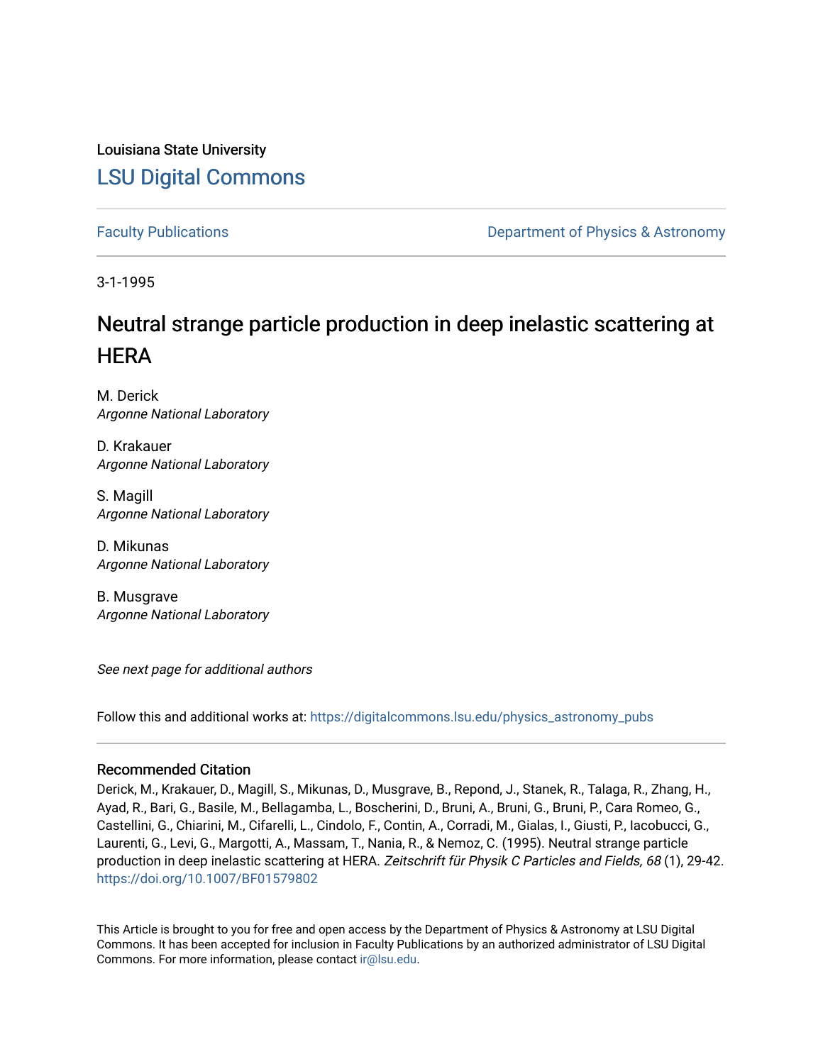Louisiana State University

# LSU Digital Commons

Faculty Publications

Department of Physics & Astronomy

3-1-1995

# Neutral strange particle production in deep inelastic scattering at HERA

M. Derick
*Argonne National Laboratory*

D. Krakauer
*Argonne National Laboratory*

S. Magill
*Argonne National Laboratory*

D. Mikunas
*Argonne National Laboratory*

B. Musgrave
*Argonne National Laboratory*

*See next page for additional authors*

Follow this and additional works at: https://digitalcommons.lsu.edu/physics_astronomy_pubs

## Recommended Citation

Derick, M., Krakauer, D., Magill, S., Mikunas, D., Musgrave, B., Repond, J., Stanek, R., Talaga, R., Zhang, H., Ayad, R., Bari, G., Basile, M., Bellagamba, L., Boscherini, D., Bruni, A., Bruni, G., Bruni, P., Cara Romeo, G., Castellini, G., Chiarini, M., Cifarelli, L., Cindolo, F., Contin, A., Corradi, M., Gialas, I., Giusti, P., Iacobucci, G., Laurenti, G., Levi, G., Margotti, A., Massam, T., Nania, R., & Nemoz, C. (1995). Neutral strange particle production in deep inelastic scattering at HERA. *Zeitschrift für Physik C Particles and Fields, 68* (1), 29-42. https://doi.org/10.1007/BF01579802

This Article is brought to you for free and open access by the Department of Physics & Astronomy at LSU Digital Commons. It has been accepted for inclusion in Faculty Publications by an authorized administrator of LSU Digital Commons. For more information, please contact ir@lsu.edu.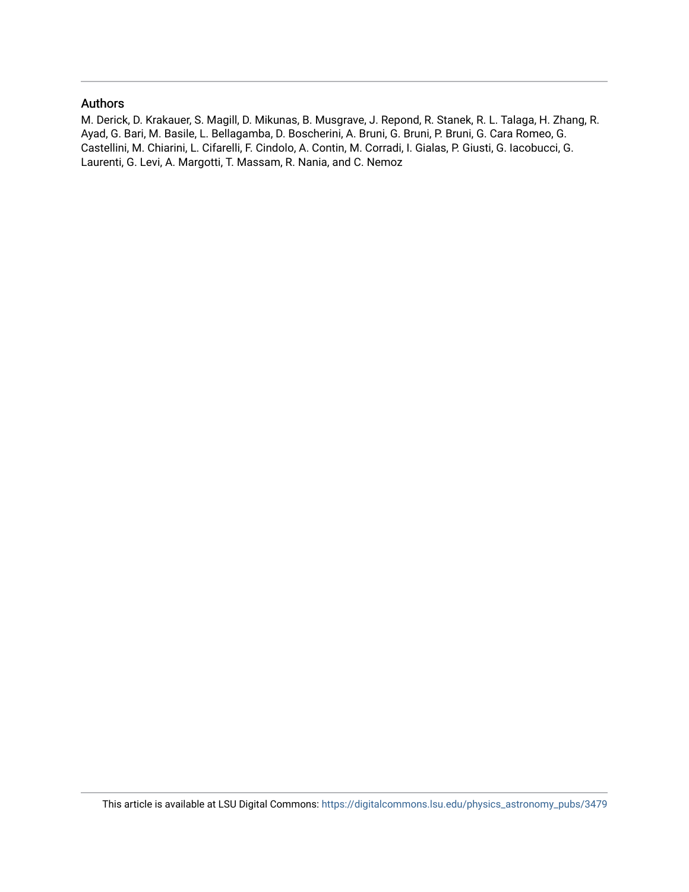## Authors

M. Derick, D. Krakauer, S. Magill, D. Mikunas, B. Musgrave, J. Repond, R. Stanek, R. L. Talaga, H. Zhang, R. Ayad, G. Bari, M. Basile, L. Bellagamba, D. Boscherini, A. Bruni, G. Bruni, P. Bruni, G. Cara Romeo, G. Castellini, M. Chiarini, L. Cifarelli, F. Cindolo, A. Contin, M. Corradi, I. Gialas, P. Giusti, G. Iacobucci, G. Laurenti, G. Levi, A. Margotti, T. Massam, R. Nania, and C. Nemoz

This article is available at LSU Digital Commons: https://digitalcommons.lsu.edu/physics_astronomy_pubs/3479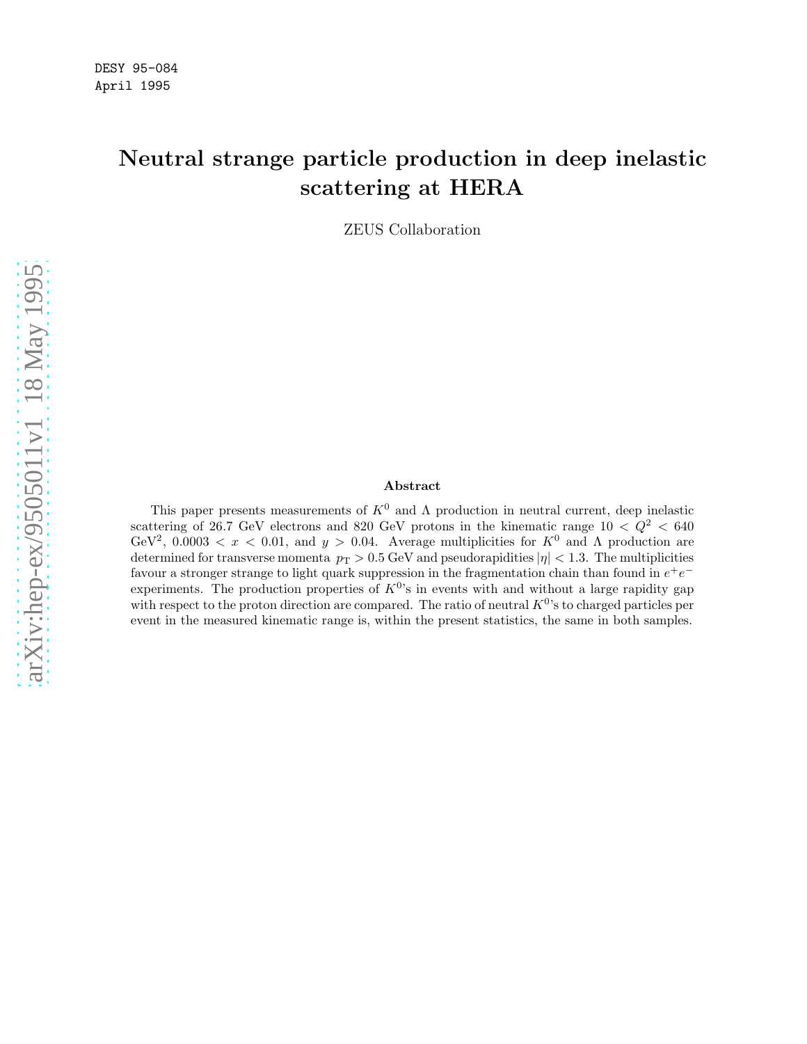DESY 95-084
April 1995

# Neutral strange particle production in deep inelastic scattering at HERA

ZEUS Collaboration

## Abstract

This paper presents measurements of $K^0$ and $\Lambda$ production in neutral current, deep inelastic scattering of 26.7 GeV electrons and 820 GeV protons in the kinematic range $10 < Q^2 < 640$ GeV$^2$, $0.0003 < x < 0.01$, and $y > 0.04$. Average multiplicities for $K^0$ and $\Lambda$ production are determined for transverse momenta $p_{\rm T} > 0.5$ GeV and pseudorapidities $|\eta| < 1.3$. The multiplicities favour a stronger strange to light quark suppression in the fragmentation chain than found in $e^+e^-$ experiments. The production properties of $K^0$'s in events with and without a large rapidity gap with respect to the proton direction are compared. The ratio of neutral $K^0$'s to charged particles per event in the measured kinematic range is, within the present statistics, the same in both samples.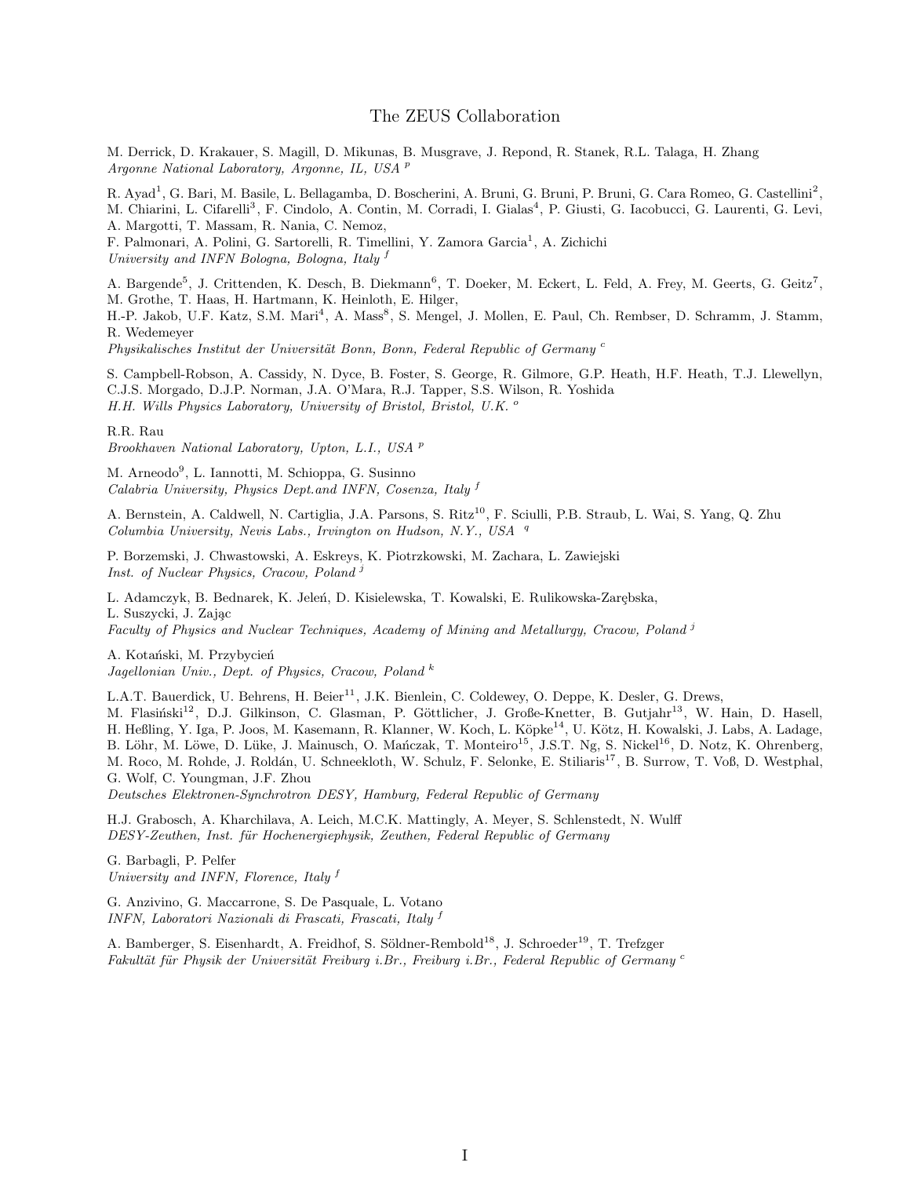# The ZEUS Collaboration

M. Derrick, D. Krakauer, S. Magill, D. Mikunas, B. Musgrave, J. Repond, R. Stanek, R.L. Talaga, H. Zhang
*Argonne National Laboratory, Argonne, IL, USA* [p]

R. Ayad[1], G. Bari, M. Basile, L. Bellagamba, D. Boscherini, A. Bruni, G. Bruni, P. Bruni, G. Cara Romeo, G. Castellini[2], M. Chiarini, L. Cifarelli[3], F. Cindolo, A. Contin, M. Corradi, I. Gialas[4], P. Giusti, G. Iacobucci, G. Laurenti, G. Levi, A. Margotti, T. Massam, R. Nania, C. Nemoz,
F. Palmonari, A. Polini, G. Sartorelli, R. Timellini, Y. Zamora Garcia[1], A. Zichichi
*University and INFN Bologna, Bologna, Italy* [f]

A. Bargende[5], J. Crittenden, K. Desch, B. Diekmann[6], T. Doeker, M. Eckert, L. Feld, A. Frey, M. Geerts, G. Geitz[7], M. Grothe, T. Haas, H. Hartmann, K. Heinloth, E. Hilger,
H.-P. Jakob, U.F. Katz, S.M. Mari[4], A. Mass[8], S. Mengel, J. Mollen, E. Paul, Ch. Rembser, D. Schramm, J. Stamm, R. Wedemeyer
*Physikalisches Institut der Universität Bonn, Bonn, Federal Republic of Germany* [c]

S. Campbell-Robson, A. Cassidy, N. Dyce, B. Foster, S. George, R. Gilmore, G.P. Heath, H.F. Heath, T.J. Llewellyn, C.J.S. Morgado, D.J.P. Norman, J.A. O'Mara, R.J. Tapper, S.S. Wilson, R. Yoshida
*H.H. Wills Physics Laboratory, University of Bristol, Bristol, U.K.* [o]

R.R. Rau
*Brookhaven National Laboratory, Upton, L.I., USA* [p]

M. Arneodo[9], L. Iannotti, M. Schioppa, G. Susinno
*Calabria University, Physics Dept.and INFN, Cosenza, Italy* [f]

A. Bernstein, A. Caldwell, N. Cartiglia, J.A. Parsons, S. Ritz[10], F. Sciulli, P.B. Straub, L. Wai, S. Yang, Q. Zhu
*Columbia University, Nevis Labs., Irvington on Hudson, N.Y., USA* [q]

P. Borzemski, J. Chwastowski, A. Eskreys, K. Piotrzkowski, M. Zachara, L. Zawiejski
*Inst. of Nuclear Physics, Cracow, Poland* [j]

L. Adamczyk, B. Bednarek, K. Jeleń, D. Kisielewska, T. Kowalski, E. Rulikowska-Zarębska,
L. Suszycki, J. Zając
*Faculty of Physics and Nuclear Techniques, Academy of Mining and Metallurgy, Cracow, Poland* [j]

A. Kotański, M. Przybycień
*Jagellonian Univ., Dept. of Physics, Cracow, Poland* [k]

L.A.T. Bauerdick, U. Behrens, H. Beier[11], J.K. Bienlein, C. Coldewey, O. Deppe, K. Desler, G. Drews,
M. Flasiński[12], D.J. Gilkinson, C. Glasman, P. Göttlicher, J. Große-Knetter, B. Gutjahr[13], W. Hain, D. Hasell, H. Heßling, Y. Iga, P. Joos, M. Kasemann, R. Klanner, W. Koch, L. Köpke[14], U. Kötz, H. Kowalski, J. Labs, A. Ladage, B. Löhr, M. Löwe, D. Lüke, J. Mainusch, O. Mańczak, T. Monteiro[15], J.S.T. Ng, S. Nickel[16], D. Notz, K. Ohrenberg, M. Roco, M. Rohde, J. Roldán, U. Schneekloth, W. Schulz, F. Selonke, E. Stiliaris[17], B. Surrow, T. Voß, D. Westphal, G. Wolf, C. Youngman, J.F. Zhou
*Deutsches Elektronen-Synchrotron DESY, Hamburg, Federal Republic of Germany*

H.J. Grabosch, A. Kharchilava, A. Leich, M.C.K. Mattingly, A. Meyer, S. Schlenstedt, N. Wulff
*DESY-Zeuthen, Inst. für Hochenergiephysik, Zeuthen, Federal Republic of Germany*

G. Barbagli, P. Pelfer
*University and INFN, Florence, Italy* [f]

G. Anzivino, G. Maccarrone, S. De Pasquale, L. Votano
*INFN, Laboratori Nazionali di Frascati, Frascati, Italy* [f]

A. Bamberger, S. Eisenhardt, A. Freidhof, S. Söldner-Rembold[18], J. Schroeder[19], T. Trefzger
*Fakultät für Physik der Universität Freiburg i.Br., Freiburg i.Br., Federal Republic of Germany* [c]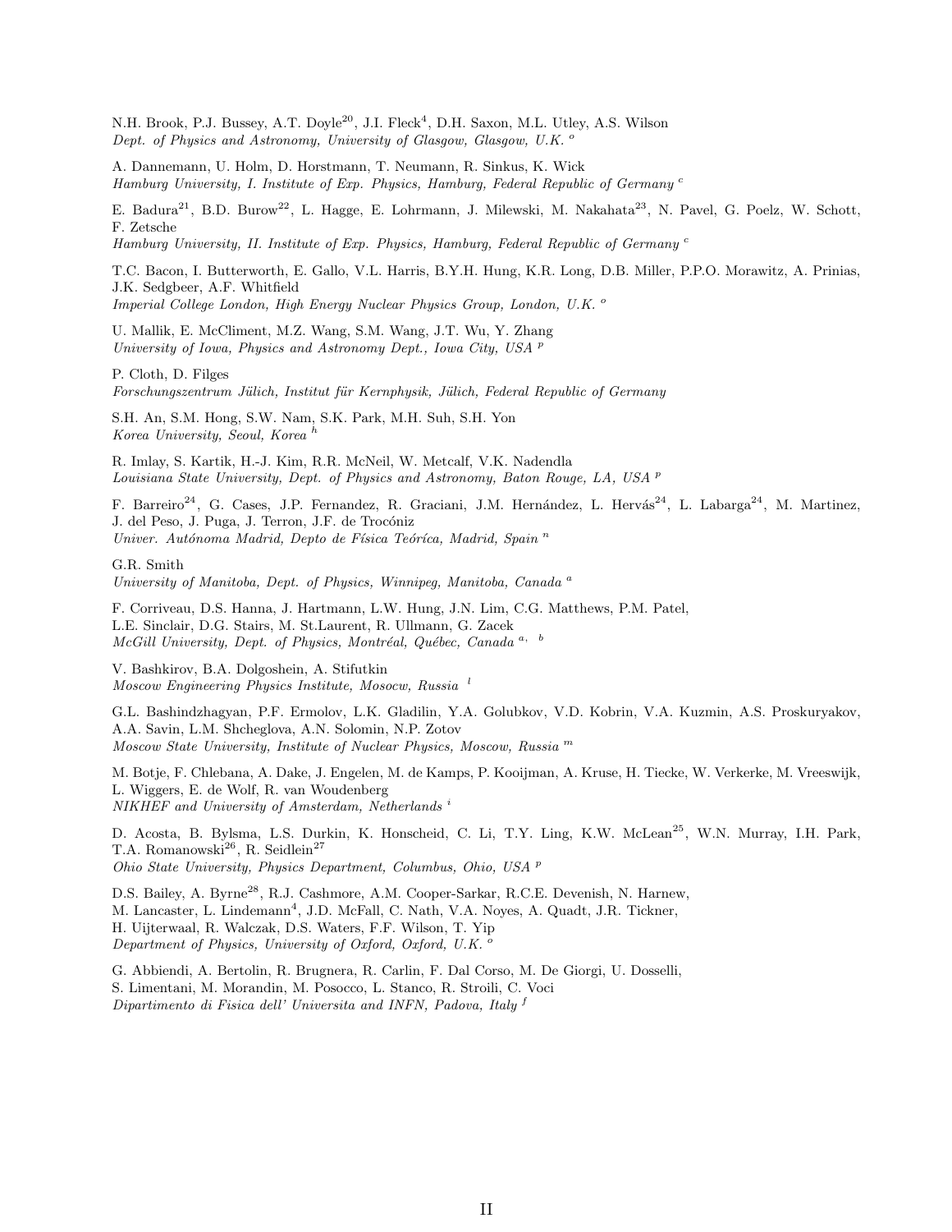N.H. Brook, P.J. Bussey, A.T. Doyle[20], J.I. Fleck[4], D.H. Saxon, M.L. Utley, A.S. Wilson
*Dept. of Physics and Astronomy, University of Glasgow, Glasgow, U.K.* [o]

A. Dannemann, U. Holm, D. Horstmann, T. Neumann, R. Sinkus, K. Wick
*Hamburg University, I. Institute of Exp. Physics, Hamburg, Federal Republic of Germany* [c]

E. Badura[21], B.D. Burow[22], L. Hagge, E. Lohrmann, J. Milewski, M. Nakahata[23], N. Pavel, G. Poelz, W. Schott, F. Zetsche
*Hamburg University, II. Institute of Exp. Physics, Hamburg, Federal Republic of Germany* [c]

T.C. Bacon, I. Butterworth, E. Gallo, V.L. Harris, B.Y.H. Hung, K.R. Long, D.B. Miller, P.P.O. Morawitz, A. Prinias, J.K. Sedgbeer, A.F. Whitfield
*Imperial College London, High Energy Nuclear Physics Group, London, U.K.* [o]

U. Mallik, E. McCliment, M.Z. Wang, S.M. Wang, J.T. Wu, Y. Zhang
*University of Iowa, Physics and Astronomy Dept., Iowa City, USA* [p]

P. Cloth, D. Filges
*Forschungszentrum Jülich, Institut für Kernphysik, Jülich, Federal Republic of Germany*

S.H. An, S.M. Hong, S.W. Nam, S.K. Park, M.H. Suh, S.H. Yon
*Korea University, Seoul, Korea* [h]

R. Imlay, S. Kartik, H.-J. Kim, R.R. McNeil, W. Metcalf, V.K. Nadendla
*Louisiana State University, Dept. of Physics and Astronomy, Baton Rouge, LA, USA* [p]

F. Barreiro[24], G. Cases, J.P. Fernandez, R. Graciani, J.M. Hernández, L. Hervás[24], L. Labarga[24], M. Martinez, J. del Peso, J. Puga, J. Terron, J.F. de Trocóniz
*Univer. Autónoma Madrid, Depto de Física Teóríca, Madrid, Spain* [n]

G.R. Smith
*University of Manitoba, Dept. of Physics, Winnipeg, Manitoba, Canada* [a]

F. Corriveau, D.S. Hanna, J. Hartmann, L.W. Hung, J.N. Lim, C.G. Matthews, P.M. Patel, L.E. Sinclair, D.G. Stairs, M. St.Laurent, R. Ullmann, G. Zacek
*McGill University, Dept. of Physics, Montréal, Québec, Canada* [a, b]

V. Bashkirov, B.A. Dolgoshein, A. Stifutkin
*Moscow Engineering Physics Institute, Mosocw, Russia* [l]

G.L. Bashindzhagyan, P.F. Ermolov, L.K. Gladilin, Y.A. Golubkov, V.D. Kobrin, V.A. Kuzmin, A.S. Proskuryakov, A.A. Savin, L.M. Shcheglova, A.N. Solomin, N.P. Zotov
*Moscow State University, Institute of Nuclear Physics, Moscow, Russia* [m]

M. Botje, F. Chlebana, A. Dake, J. Engelen, M. de Kamps, P. Kooijman, A. Kruse, H. Tiecke, W. Verkerke, M. Vreeswijk, L. Wiggers, E. de Wolf, R. van Woudenberg
*NIKHEF and University of Amsterdam, Netherlands* [i]

D. Acosta, B. Bylsma, L.S. Durkin, K. Honscheid, C. Li, T.Y. Ling, K.W. McLean[25], W.N. Murray, I.H. Park, T.A. Romanowski[26], R. Seidlein[27]
*Ohio State University, Physics Department, Columbus, Ohio, USA* [p]

D.S. Bailey, A. Byrne[28], R.J. Cashmore, A.M. Cooper-Sarkar, R.C.E. Devenish, N. Harnew, M. Lancaster, L. Lindemann[4], J.D. McFall, C. Nath, V.A. Noyes, A. Quadt, J.R. Tickner, H. Uijterwaal, R. Walczak, D.S. Waters, F.F. Wilson, T. Yip
*Department of Physics, University of Oxford, Oxford, U.K.* [o]

G. Abbiendi, A. Bertolin, R. Brugnera, R. Carlin, F. Dal Corso, M. De Giorgi, U. Dosselli, S. Limentani, M. Morandin, M. Posocco, L. Stanco, R. Stroili, C. Voci
*Dipartimento di Fisica dell' Universita and INFN, Padova, Italy* [f]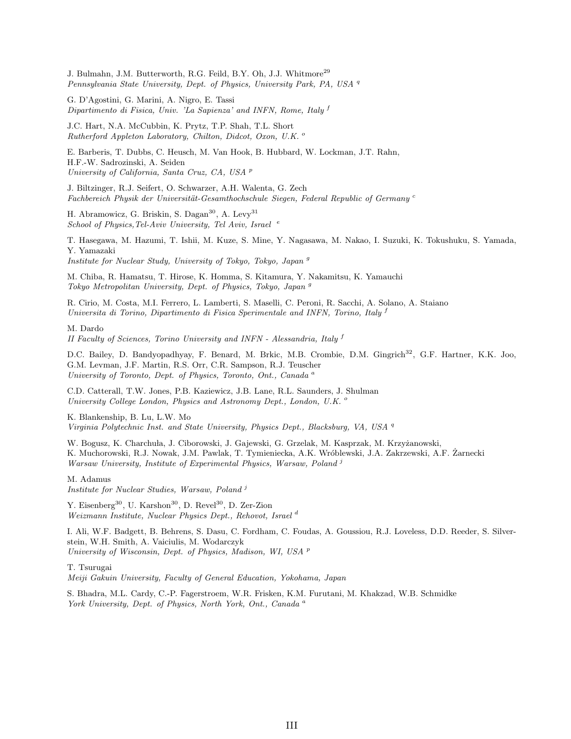J. Bulmahn, J.M. Butterworth, R.G. Feild, B.Y. Oh, J.J. Whitmore[29]
*Pennsylvania State University, Dept. of Physics, University Park, PA, USA* [q]

G. D'Agostini, G. Marini, A. Nigro, E. Tassi
*Dipartimento di Fisica, Univ. 'La Sapienza' and INFN, Rome, Italy* [f]

J.C. Hart, N.A. McCubbin, K. Prytz, T.P. Shah, T.L. Short
*Rutherford Appleton Laboratory, Chilton, Didcot, Oxon, U.K.* [o]

E. Barberis, T. Dubbs, C. Heusch, M. Van Hook, B. Hubbard, W. Lockman, J.T. Rahn, H.F.-W. Sadrozinski, A. Seiden
*University of California, Santa Cruz, CA, USA* [p]

J. Biltzinger, R.J. Seifert, O. Schwarzer, A.H. Walenta, G. Zech
*Fachbereich Physik der Universität-Gesamthochschule Siegen, Federal Republic of Germany* [c]

H. Abramowicz, G. Briskin, S. Dagan[30], A. Levy[31]
*School of Physics,Tel-Aviv University, Tel Aviv, Israel* [e]

T. Hasegawa, M. Hazumi, T. Ishii, M. Kuze, S. Mine, Y. Nagasawa, M. Nakao, I. Suzuki, K. Tokushuku, S. Yamada, Y. Yamazaki
*Institute for Nuclear Study, University of Tokyo, Tokyo, Japan* [g]

M. Chiba, R. Hamatsu, T. Hirose, K. Homma, S. Kitamura, Y. Nakamitsu, K. Yamauchi
*Tokyo Metropolitan University, Dept. of Physics, Tokyo, Japan* [g]

R. Cirio, M. Costa, M.I. Ferrero, L. Lamberti, S. Maselli, C. Peroni, R. Sacchi, A. Solano, A. Staiano
*Universita di Torino, Dipartimento di Fisica Sperimentale and INFN, Torino, Italy* [f]

M. Dardo
*II Faculty of Sciences, Torino University and INFN - Alessandria, Italy* [f]

D.C. Bailey, D. Bandyopadhyay, F. Benard, M. Brkic, M.B. Crombie, D.M. Gingrich[32], G.F. Hartner, K.K. Joo, G.M. Levman, J.F. Martin, R.S. Orr, C.R. Sampson, R.J. Teuscher
*University of Toronto, Dept. of Physics, Toronto, Ont., Canada* [a]

C.D. Catterall, T.W. Jones, P.B. Kaziewicz, J.B. Lane, R.L. Saunders, J. Shulman
*University College London, Physics and Astronomy Dept., London, U.K.* [o]

K. Blankenship, B. Lu, L.W. Mo
*Virginia Polytechnic Inst. and State University, Physics Dept., Blacksburg, VA, USA* [q]

W. Bogusz, K. Charchuła, J. Ciborowski, J. Gajewski, G. Grzelak, M. Kasprzak, M. Krzyżanowski, K. Muchorowski, R.J. Nowak, J.M. Pawlak, T. Tymieniecka, A.K. Wróblewski, J.A. Zakrzewski, A.F. Żarnecki
*Warsaw University, Institute of Experimental Physics, Warsaw, Poland* [j]

M. Adamus
*Institute for Nuclear Studies, Warsaw, Poland* [j]

Y. Eisenberg[30], U. Karshon[30], D. Revel[30], D. Zer-Zion
*Weizmann Institute, Nuclear Physics Dept., Rehovot, Israel* [d]

I. Ali, W.F. Badgett, B. Behrens, S. Dasu, C. Fordham, C. Foudas, A. Goussiou, R.J. Loveless, D.D. Reeder, S. Silverstein, W.H. Smith, A. Vaiciulis, M. Wodarczyk
*University of Wisconsin, Dept. of Physics, Madison, WI, USA* [p]

T. Tsurugai
*Meiji Gakuin University, Faculty of General Education, Yokohama, Japan*

S. Bhadra, M.L. Cardy, C.-P. Fagerstroem, W.R. Frisken, K.M. Furutani, M. Khakzad, W.B. Schmidke
*York University, Dept. of Physics, North York, Ont., Canada* [a]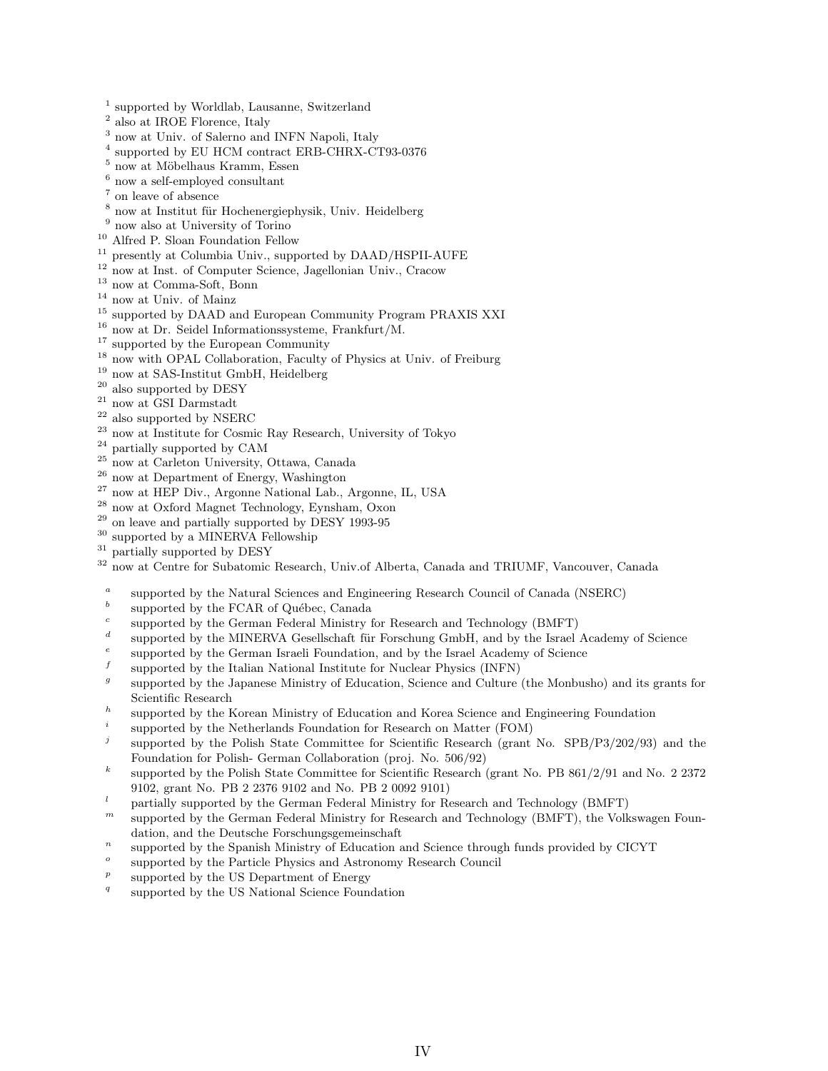[1] supported by Worldlab, Lausanne, Switzerland
[2] also at IROE Florence, Italy
[3] now at Univ. of Salerno and INFN Napoli, Italy
[4] supported by EU HCM contract ERB-CHRX-CT93-0376
[5] now at Möbelhaus Kramm, Essen
[6] now a self-employed consultant
[7] on leave of absence
[8] now at Institut für Hochenergiephysik, Univ. Heidelberg
[9] now also at University of Torino
[10] Alfred P. Sloan Foundation Fellow
[11] presently at Columbia Univ., supported by DAAD/HSPII-AUFE
[12] now at Inst. of Computer Science, Jagellonian Univ., Cracow
[13] now at Comma-Soft, Bonn
[14] now at Univ. of Mainz
[15] supported by DAAD and European Community Program PRAXIS XXI
[16] now at Dr. Seidel Informationssysteme, Frankfurt/M.
[17] supported by the European Community
[18] now with OPAL Collaboration, Faculty of Physics at Univ. of Freiburg
[19] now at SAS-Institut GmbH, Heidelberg
[20] also supported by DESY
[21] now at GSI Darmstadt
[22] also supported by NSERC
[23] now at Institute for Cosmic Ray Research, University of Tokyo
[24] partially supported by CAM
[25] now at Carleton University, Ottawa, Canada
[26] now at Department of Energy, Washington
[27] now at HEP Div., Argonne National Lab., Argonne, IL, USA
[28] now at Oxford Magnet Technology, Eynsham, Oxon
[29] on leave and partially supported by DESY 1993-95
[30] supported by a MINERVA Fellowship
[31] partially supported by DESY
[32] now at Centre for Subatomic Research, Univ.of Alberta, Canada and TRIUMF, Vancouver, Canada

[a] supported by the Natural Sciences and Engineering Research Council of Canada (NSERC)
[b] supported by the FCAR of Québec, Canada
[c] supported by the German Federal Ministry for Research and Technology (BMFT)
[d] supported by the MINERVA Gesellschaft für Forschung GmbH, and by the Israel Academy of Science
[e] supported by the German Israeli Foundation, and by the Israel Academy of Science
[f] supported by the Italian National Institute for Nuclear Physics (INFN)
[g] supported by the Japanese Ministry of Education, Science and Culture (the Monbusho) and its grants for Scientific Research
[h] supported by the Korean Ministry of Education and Korea Science and Engineering Foundation
[i] supported by the Netherlands Foundation for Research on Matter (FOM)
[j] supported by the Polish State Committee for Scientific Research (grant No. SPB/P3/202/93) and the Foundation for Polish- German Collaboration (proj. No. 506/92)
[k] supported by the Polish State Committee for Scientific Research (grant No. PB 861/2/91 and No. 2 2372 9102, grant No. PB 2 2376 9102 and No. PB 2 0092 9101)
[l] partially supported by the German Federal Ministry for Research and Technology (BMFT)
[m] supported by the German Federal Ministry for Research and Technology (BMFT), the Volkswagen Foundation, and the Deutsche Forschungsgemeinschaft
[n] supported by the Spanish Ministry of Education and Science through funds provided by CICYT
[o] supported by the Particle Physics and Astronomy Research Council
[p] supported by the US Department of Energy
[q] supported by the US National Science Foundation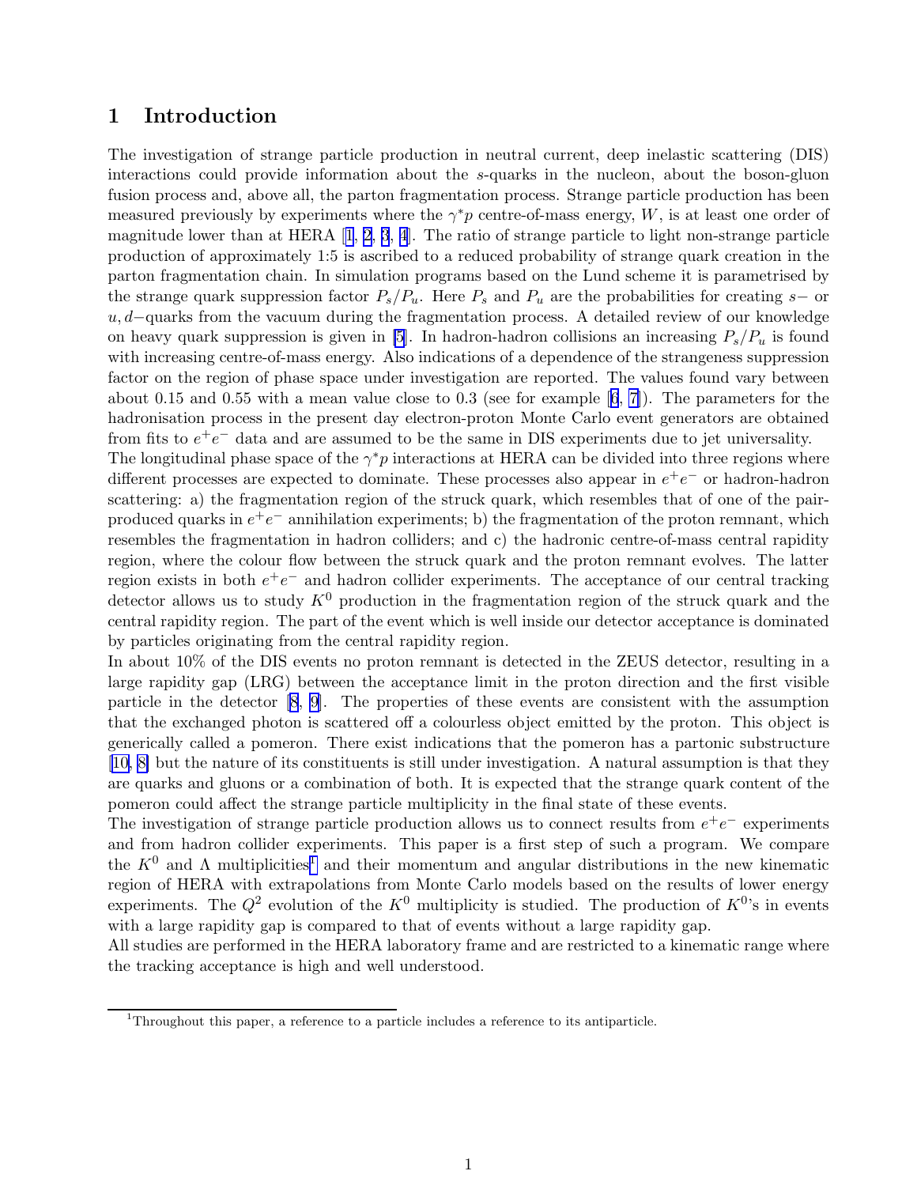# 1 Introduction

The investigation of strange particle production in neutral current, deep inelastic scattering (DIS) interactions could provide information about the $s$-quarks in the nucleon, about the boson-gluon fusion process and, above all, the parton fragmentation process. Strange particle production has been measured previously by experiments where the $\gamma^{*}p$ centre-of-mass energy, $W$, is at least one order of magnitude lower than at HERA [1, 2, 3, 4]. The ratio of strange particle to light non-strange particle production of approximately 1:5 is ascribed to a reduced probability of strange quark creation in the parton fragmentation chain. In simulation programs based on the Lund scheme it is parametrised by the strange quark suppression factor $P_s/P_u$. Here $P_s$ and $P_u$ are the probabilities for creating $s-$ or $u, d-$quarks from the vacuum during the fragmentation process. A detailed review of our knowledge on heavy quark suppression is given in [5]. In hadron-hadron collisions an increasing $P_s/P_u$ is found with increasing centre-of-mass energy. Also indications of a dependence of the strangeness suppression factor on the region of phase space under investigation are reported. The values found vary between about 0.15 and 0.55 with a mean value close to 0.3 (see for example [6, 7]). The parameters for the hadronisation process in the present day electron-proton Monte Carlo event generators are obtained from fits to $e^{+}e^{-}$ data and are assumed to be the same in DIS experiments due to jet universality.

The longitudinal phase space of the $\gamma^{*}p$ interactions at HERA can be divided into three regions where different processes are expected to dominate. These processes also appear in $e^{+}e^{-}$ or hadron-hadron scattering: a) the fragmentation region of the struck quark, which resembles that of one of the pair-produced quarks in $e^{+}e^{-}$ annihilation experiments; b) the fragmentation of the proton remnant, which resembles the fragmentation in hadron colliders; and c) the hadronic centre-of-mass central rapidity region, where the colour flow between the struck quark and the proton remnant evolves. The latter region exists in both $e^{+}e^{-}$ and hadron collider experiments. The acceptance of our central tracking detector allows us to study $K^0$ production in the fragmentation region of the struck quark and the central rapidity region. The part of the event which is well inside our detector acceptance is dominated by particles originating from the central rapidity region.

In about 10% of the DIS events no proton remnant is detected in the ZEUS detector, resulting in a large rapidity gap (LRG) between the acceptance limit in the proton direction and the first visible particle in the detector [8, 9]. The properties of these events are consistent with the assumption that the exchanged photon is scattered off a colourless object emitted by the proton. This object is generically called a pomeron. There exist indications that the pomeron has a partonic substructure [10, 8] but the nature of its constituents is still under investigation. A natural assumption is that they are quarks and gluons or a combination of both. It is expected that the strange quark content of the pomeron could affect the strange particle multiplicity in the final state of these events.

The investigation of strange particle production allows us to connect results from $e^{+}e^{-}$ experiments and from hadron collider experiments. This paper is a first step of such a program. We compare the $K^0$ and $\Lambda$ multiplicities[1] and their momentum and angular distributions in the new kinematic region of HERA with extrapolations from Monte Carlo models based on the results of lower energy experiments. The $Q^2$ evolution of the $K^0$ multiplicity is studied. The production of $K^0$'s in events with a large rapidity gap is compared to that of events without a large rapidity gap.

All studies are performed in the HERA laboratory frame and are restricted to a kinematic range where the tracking acceptance is high and well understood.

[1] Throughout this paper, a reference to a particle includes a reference to its antiparticle.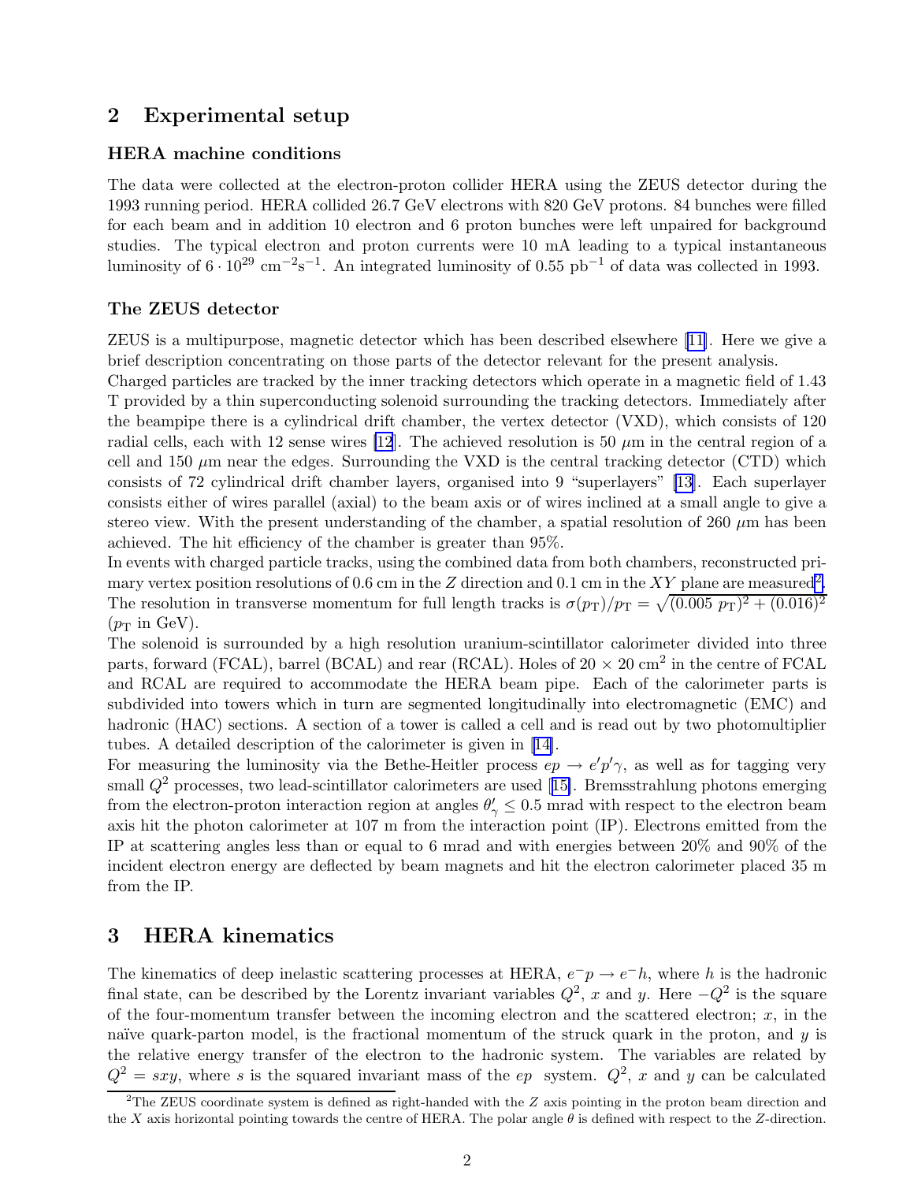## 2 Experimental setup

### HERA machine conditions

The data were collected at the electron-proton collider HERA using the ZEUS detector during the 1993 running period. HERA collided 26.7 GeV electrons with 820 GeV protons. 84 bunches were filled for each beam and in addition 10 electron and 6 proton bunches were left unpaired for background studies. The typical electron and proton currents were 10 mA leading to a typical instantaneous luminosity of $6 \cdot 10^{29}$ cm$^{-2}$s$^{-1}$. An integrated luminosity of 0.55 pb$^{-1}$ of data was collected in 1993.

### The ZEUS detector

ZEUS is a multipurpose, magnetic detector which has been described elsewhere [11]. Here we give a brief description concentrating on those parts of the detector relevant for the present analysis.

Charged particles are tracked by the inner tracking detectors which operate in a magnetic field of 1.43 T provided by a thin superconducting solenoid surrounding the tracking detectors. Immediately after the beampipe there is a cylindrical drift chamber, the vertex detector (VXD), which consists of 120 radial cells, each with 12 sense wires [12]. The achieved resolution is 50 $\mu$m in the central region of a cell and 150 $\mu$m near the edges. Surrounding the VXD is the central tracking detector (CTD) which consists of 72 cylindrical drift chamber layers, organised into 9 "superlayers" [13]. Each superlayer consists either of wires parallel (axial) to the beam axis or of wires inclined at a small angle to give a stereo view. With the present understanding of the chamber, a spatial resolution of 260 $\mu$m has been achieved. The hit efficiency of the chamber is greater than 95%.

In events with charged particle tracks, using the combined data from both chambers, reconstructed primary vertex position resolutions of 0.6 cm in the $Z$ direction and 0.1 cm in the $XY$ plane are measured[2]. The resolution in transverse momentum for full length tracks is $\sigma(p_{\rm T})/p_{\rm T} = \sqrt{(0.005\ p_{\rm T})^2 + (0.016)^2}$ ($p_{\rm T}$ in GeV).

The solenoid is surrounded by a high resolution uranium-scintillator calorimeter divided into three parts, forward (FCAL), barrel (BCAL) and rear (RCAL). Holes of $20 \times 20$ cm$^2$ in the centre of FCAL and RCAL are required to accommodate the HERA beam pipe. Each of the calorimeter parts is subdivided into towers which in turn are segmented longitudinally into electromagnetic (EMC) and hadronic (HAC) sections. A section of a tower is called a cell and is read out by two photomultiplier tubes. A detailed description of the calorimeter is given in [14].

For measuring the luminosity via the Bethe-Heitler process $ep \rightarrow e'p'\gamma$, as well as for tagging very small $Q^2$ processes, two lead-scintillator calorimeters are used [15]. Bremsstrahlung photons emerging from the electron-proton interaction region at angles $\theta'_\gamma \leq 0.5$ mrad with respect to the electron beam axis hit the photon calorimeter at 107 m from the interaction point (IP). Electrons emitted from the IP at scattering angles less than or equal to 6 mrad and with energies between 20% and 90% of the incident electron energy are deflected by beam magnets and hit the electron calorimeter placed 35 m from the IP.

## 3 HERA kinematics

The kinematics of deep inelastic scattering processes at HERA, $e^-p \rightarrow e^-h$, where $h$ is the hadronic final state, can be described by the Lorentz invariant variables $Q^2$, $x$ and $y$. Here $-Q^2$ is the square of the four-momentum transfer between the incoming electron and the scattered electron; $x$, in the naïve quark-parton model, is the fractional momentum of the struck quark in the proton, and $y$ is the relative energy transfer of the electron to the hadronic system. The variables are related by $Q^2 = sxy$, where $s$ is the squared invariant mass of the $ep$ system. $Q^2$, $x$ and $y$ can be calculated

---

[2] The ZEUS coordinate system is defined as right-handed with the $Z$ axis pointing in the proton beam direction and the $X$ axis horizontal pointing towards the centre of HERA. The polar angle $\theta$ is defined with respect to the $Z$-direction.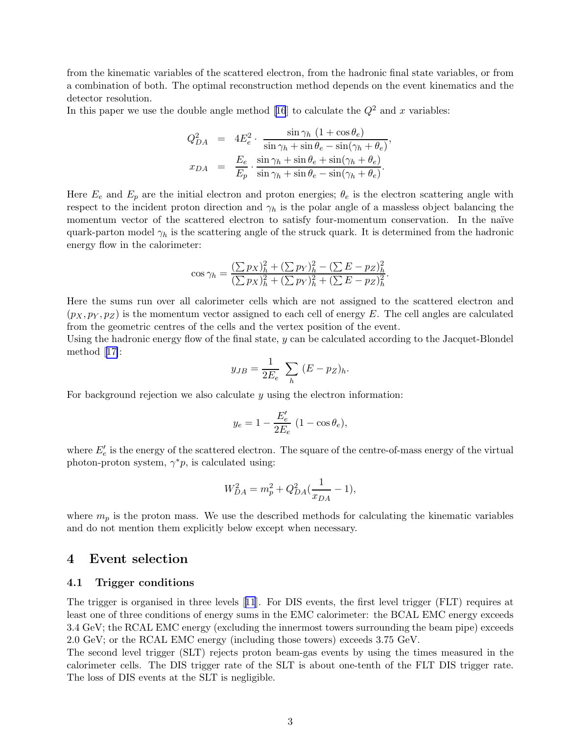from the kinematic variables of the scattered electron, from the hadronic final state variables, or from a combination of both. The optimal reconstruction method depends on the event kinematics and the detector resolution.

In this paper we use the double angle method [16] to calculate the $Q^2$ and $x$ variables:

$$Q^2_{DA} = 4E_e^2 \cdot \frac{\sin\gamma_h\ (1+\cos\theta_e)}{\sin\gamma_h + \sin\theta_e - \sin(\gamma_h+\theta_e)},$$

$$x_{DA} = \frac{E_e}{E_p} \cdot \frac{\sin\gamma_h + \sin\theta_e + \sin(\gamma_h+\theta_e)}{\sin\gamma_h + \sin\theta_e - \sin(\gamma_h+\theta_e)}.$$

Here $E_e$ and $E_p$ are the initial electron and proton energies; $\theta_e$ is the electron scattering angle with respect to the incident proton direction and $\gamma_h$ is the polar angle of a massless object balancing the momentum vector of the scattered electron to satisfy four-momentum conservation. In the naïve quark-parton model $\gamma_h$ is the scattering angle of the struck quark. It is determined from the hadronic energy flow in the calorimeter:

$$\cos\gamma_h = \frac{(\sum p_X)_h^2 + (\sum p_Y)_h^2 - (\sum E - p_Z)_h^2}{(\sum p_X)_h^2 + (\sum p_Y)_h^2 + (\sum E - p_Z)_h^2}.$$

Here the sums run over all calorimeter cells which are not assigned to the scattered electron and $(p_X, p_Y, p_Z)$ is the momentum vector assigned to each cell of energy $E$. The cell angles are calculated from the geometric centres of the cells and the vertex position of the event.

Using the hadronic energy flow of the final state, $y$ can be calculated according to the Jacquet-Blondel method [17]:

$$y_{JB} = \frac{1}{2E_e} \sum_h (E - p_Z)_h.$$

For background rejection we also calculate $y$ using the electron information:

$$y_e = 1 - \frac{E_e'}{2E_e}\ (1 - \cos\theta_e),$$

where $E_e'$ is the energy of the scattered electron. The square of the centre-of-mass energy of the virtual photon-proton system, $\gamma^* p$, is calculated using:

$$W^2_{DA} = m_p^2 + Q^2_{DA}(\frac{1}{x_{DA}} - 1),$$

where $m_p$ is the proton mass. We use the described methods for calculating the kinematic variables and do not mention them explicitly below except when necessary.

# 4 Event selection

## 4.1 Trigger conditions

The trigger is organised in three levels [11]. For DIS events, the first level trigger (FLT) requires at least one of three conditions of energy sums in the EMC calorimeter: the BCAL EMC energy exceeds 3.4 GeV; the RCAL EMC energy (excluding the innermost towers surrounding the beam pipe) exceeds 2.0 GeV; or the RCAL EMC energy (including those towers) exceeds 3.75 GeV.

The second level trigger (SLT) rejects proton beam-gas events by using the times measured in the calorimeter cells. The DIS trigger rate of the SLT is about one-tenth of the FLT DIS trigger rate. The loss of DIS events at the SLT is negligible.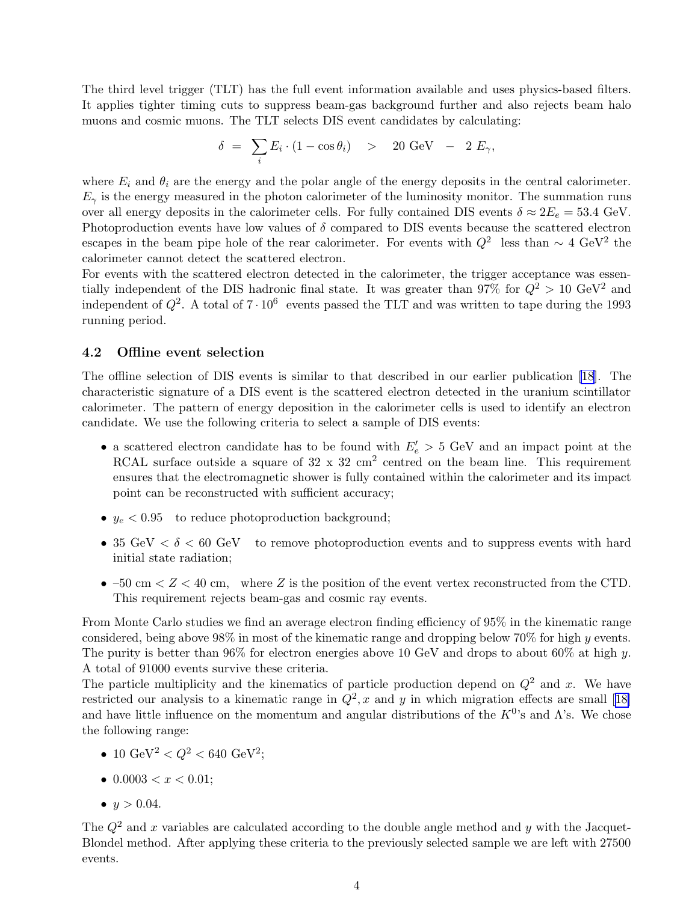The third level trigger (TLT) has the full event information available and uses physics-based filters. It applies tighter timing cuts to suppress beam-gas background further and also rejects beam halo muons and cosmic muons. The TLT selects DIS event candidates by calculating:

$$\delta \;=\; \sum_i E_i \cdot (1 - \cos\theta_i) \quad > \quad 20 \text{ GeV} \;\; - \;\; 2\ E_\gamma,$$

where $E_i$ and $\theta_i$ are the energy and the polar angle of the energy deposits in the central calorimeter. $E_\gamma$ is the energy measured in the photon calorimeter of the luminosity monitor. The summation runs over all energy deposits in the calorimeter cells. For fully contained DIS events $\delta \approx 2E_e = 53.4$ GeV. Photoproduction events have low values of $\delta$ compared to DIS events because the scattered electron escapes in the beam pipe hole of the rear calorimeter. For events with $Q^2$ less than $\sim 4$ GeV$^2$ the calorimeter cannot detect the scattered electron.
For events with the scattered electron detected in the calorimeter, the trigger acceptance was essentially independent of the DIS hadronic final state. It was greater than 97% for $Q^2 > 10$ GeV$^2$ and independent of $Q^2$. A total of $7 \cdot 10^6$ events passed the TLT and was written to tape during the 1993 running period.

### 4.2 Offline event selection

The offline selection of DIS events is similar to that described in our earlier publication [18]. The characteristic signature of a DIS event is the scattered electron detected in the uranium scintillator calorimeter. The pattern of energy deposition in the calorimeter cells is used to identify an electron candidate. We use the following criteria to select a sample of DIS events:

- a scattered electron candidate has to be found with $E'_e > 5$ GeV and an impact point at the RCAL surface outside a square of 32 x 32 cm$^2$ centred on the beam line. This requirement ensures that the electromagnetic shower is fully contained within the calorimeter and its impact point can be reconstructed with sufficient accuracy;
- $y_e < 0.95$ to reduce photoproduction background;
- 35 GeV $< \delta <$ 60 GeV to remove photoproduction events and to suppress events with hard initial state radiation;
- –50 cm $< Z <$ 40 cm, where $Z$ is the position of the event vertex reconstructed from the CTD. This requirement rejects beam-gas and cosmic ray events.

From Monte Carlo studies we find an average electron finding efficiency of 95% in the kinematic range considered, being above 98% in most of the kinematic range and dropping below 70% for high $y$ events. The purity is better than 96% for electron energies above 10 GeV and drops to about 60% at high $y$. A total of 91000 events survive these criteria.
The particle multiplicity and the kinematics of particle production depend on $Q^2$ and $x$. We have restricted our analysis to a kinematic range in $Q^2, x$ and $y$ in which migration effects are small [18] and have little influence on the momentum and angular distributions of the $K^0$'s and $\Lambda$'s. We chose the following range:

- 10 GeV$^2$ $< Q^2 <$ 640 GeV$^2$;
- $0.0003 < x < 0.01$;
- $y > 0.04$.

The $Q^2$ and $x$ variables are calculated according to the double angle method and $y$ with the Jacquet-Blondel method. After applying these criteria to the previously selected sample we are left with 27500 events.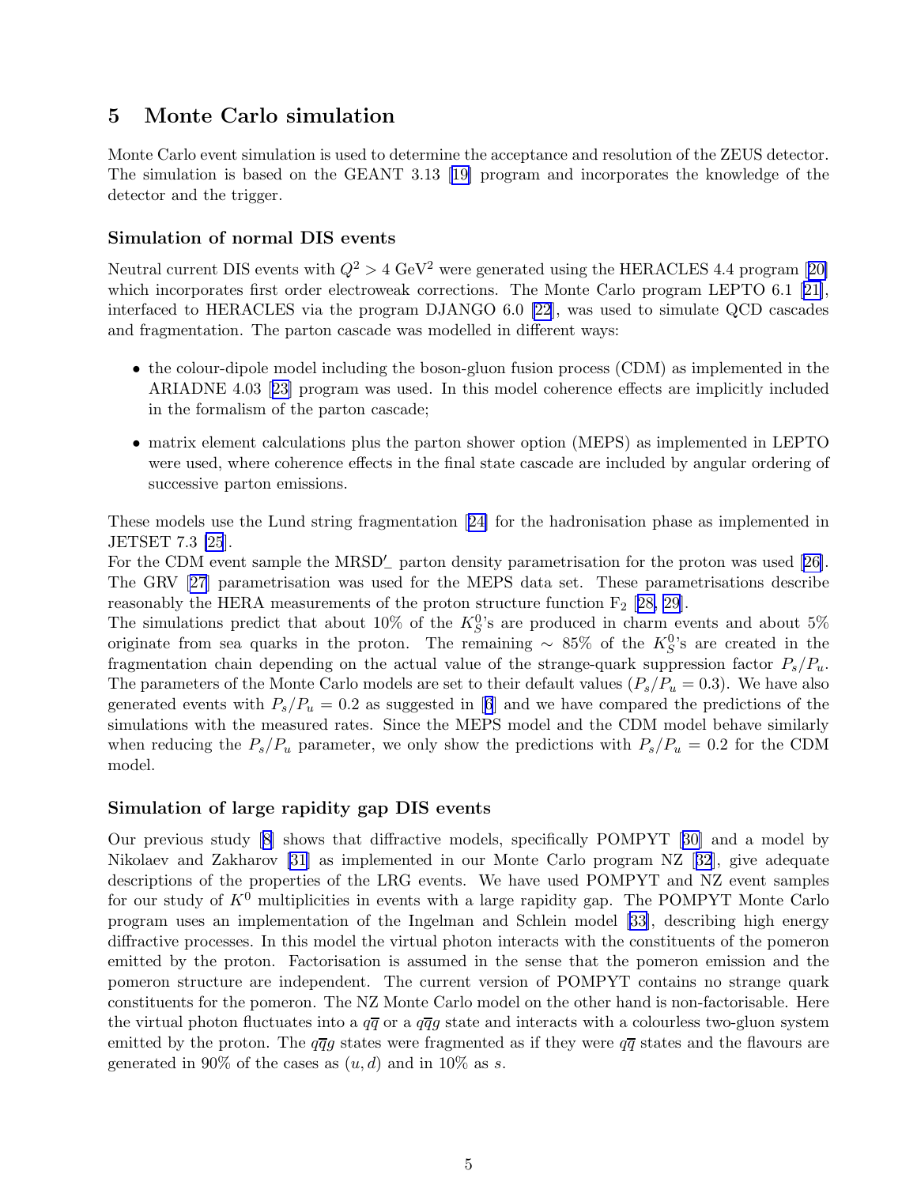## 5 Monte Carlo simulation

Monte Carlo event simulation is used to determine the acceptance and resolution of the ZEUS detector. The simulation is based on the GEANT 3.13 [19] program and incorporates the knowledge of the detector and the trigger.

### Simulation of normal DIS events

Neutral current DIS events with $Q^2 > 4$ GeV$^2$ were generated using the HERACLES 4.4 program [20] which incorporates first order electroweak corrections. The Monte Carlo program LEPTO 6.1 [21], interfaced to HERACLES via the program DJANGO 6.0 [22], was used to simulate QCD cascades and fragmentation. The parton cascade was modelled in different ways:

- the colour-dipole model including the boson-gluon fusion process (CDM) as implemented in the ARIADNE 4.03 [23] program was used. In this model coherence effects are implicitly included in the formalism of the parton cascade;
- matrix element calculations plus the parton shower option (MEPS) as implemented in LEPTO were used, where coherence effects in the final state cascade are included by angular ordering of successive parton emissions.

These models use the Lund string fragmentation [24] for the hadronisation phase as implemented in JETSET 7.3 [25].

For the CDM event sample the MRSD$'_-$ parton density parametrisation for the proton was used [26]. The GRV [27] parametrisation was used for the MEPS data set. These parametrisations describe reasonably the HERA measurements of the proton structure function $\mathrm{F}_2$ [28, 29].

The simulations predict that about 10% of the $K^0_S$'s are produced in charm events and about 5% originate from sea quarks in the proton. The remaining $\sim$ 85% of the $K^0_S$'s are created in the fragmentation chain depending on the actual value of the strange-quark suppression factor $P_s/P_u$. The parameters of the Monte Carlo models are set to their default values ($P_s/P_u = 0.3$). We have also generated events with $P_s/P_u = 0.2$ as suggested in [6] and we have compared the predictions of the simulations with the measured rates. Since the MEPS model and the CDM model behave similarly when reducing the $P_s/P_u$ parameter, we only show the predictions with $P_s/P_u = 0.2$ for the CDM model.

### Simulation of large rapidity gap DIS events

Our previous study [8] shows that diffractive models, specifically POMPYT [30] and a model by Nikolaev and Zakharov [31] as implemented in our Monte Carlo program NZ [32], give adequate descriptions of the properties of the LRG events. We have used POMPYT and NZ event samples for our study of $K^0$ multiplicities in events with a large rapidity gap. The POMPYT Monte Carlo program uses an implementation of the Ingelman and Schlein model [33], describing high energy diffractive processes. In this model the virtual photon interacts with the constituents of the pomeron emitted by the proton. Factorisation is assumed in the sense that the pomeron emission and the pomeron structure are independent. The current version of POMPYT contains no strange quark constituents for the pomeron. The NZ Monte Carlo model on the other hand is non-factorisable. Here the virtual photon fluctuates into a $q\overline{q}$ or a $q\overline{q}g$ state and interacts with a colourless two-gluon system emitted by the proton. The $q\overline{q}g$ states were fragmented as if they were $q\overline{q}$ states and the flavours are generated in 90% of the cases as $(u, d)$ and in 10% as $s$.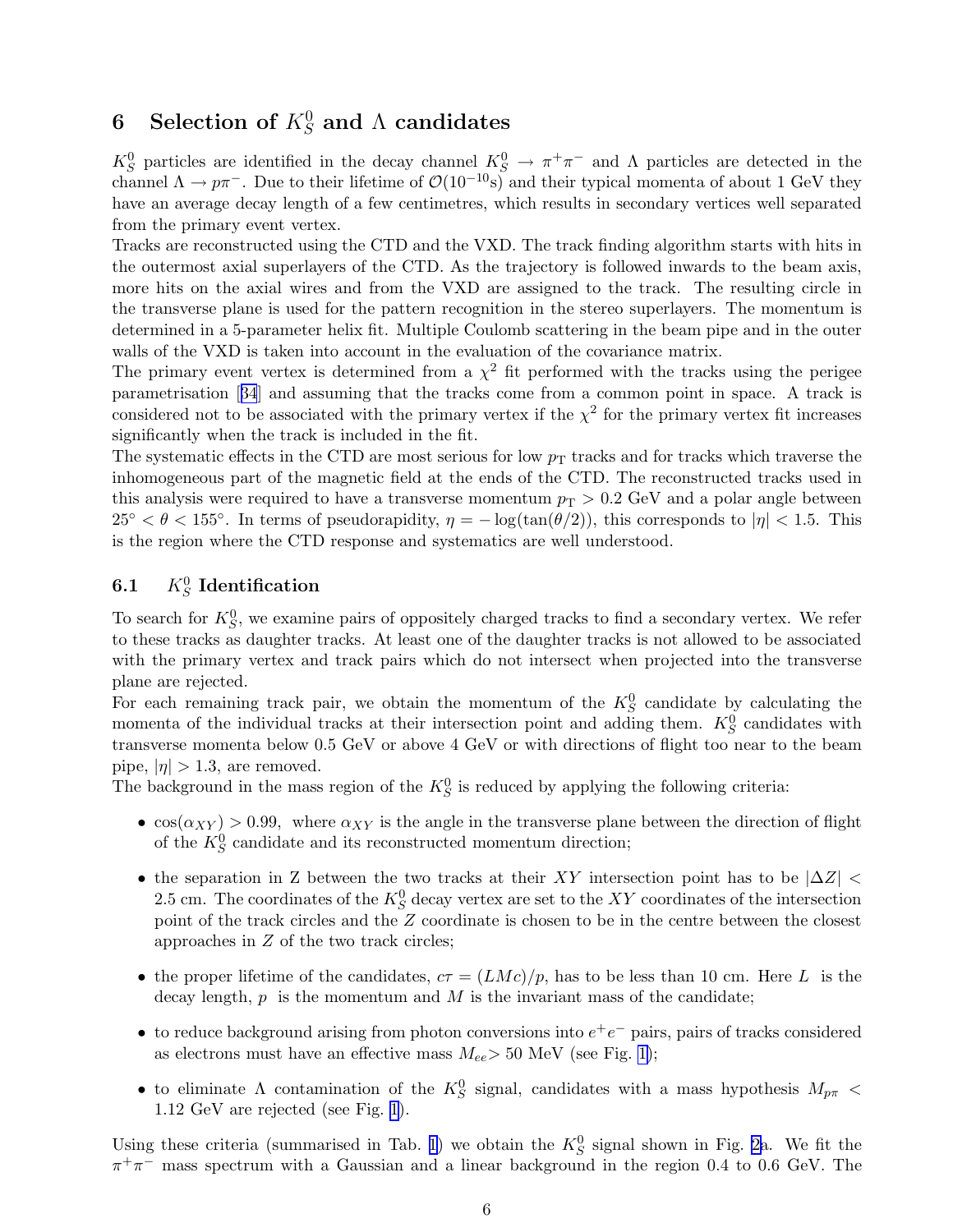## 6 Selection of $K_S^0$ and $\Lambda$ candidates

$K_S^0$ particles are identified in the decay channel $K_S^0 \to \pi^+\pi^-$ and $\Lambda$ particles are detected in the channel $\Lambda \to p\pi^-$. Due to their lifetime of $\mathcal{O}(10^{-10}\mathrm{s})$ and their typical momenta of about 1 GeV they have an average decay length of a few centimetres, which results in secondary vertices well separated from the primary event vertex.

Tracks are reconstructed using the CTD and the VXD. The track finding algorithm starts with hits in the outermost axial superlayers of the CTD. As the trajectory is followed inwards to the beam axis, more hits on the axial wires and from the VXD are assigned to the track. The resulting circle in the transverse plane is used for the pattern recognition in the stereo superlayers. The momentum is determined in a 5-parameter helix fit. Multiple Coulomb scattering in the beam pipe and in the outer walls of the VXD is taken into account in the evaluation of the covariance matrix.

The primary event vertex is determined from a $\chi^2$ fit performed with the tracks using the perigee parametrisation [34] and assuming that the tracks come from a common point in space. A track is considered not to be associated with the primary vertex if the $\chi^2$ for the primary vertex fit increases significantly when the track is included in the fit.

The systematic effects in the CTD are most serious for low $p_{\mathrm{T}}$ tracks and for tracks which traverse the inhomogeneous part of the magnetic field at the ends of the CTD. The reconstructed tracks used in this analysis were required to have a transverse momentum $p_{\mathrm{T}} > 0.2$ GeV and a polar angle between $25^\circ < \theta < 155^\circ$. In terms of pseudorapidity, $\eta = -\log(\tan(\theta/2))$, this corresponds to $|\eta| < 1.5$. This is the region where the CTD response and systematics are well understood.

### 6.1 $K_S^0$ Identification

To search for $K_S^0$, we examine pairs of oppositely charged tracks to find a secondary vertex. We refer to these tracks as daughter tracks. At least one of the daughter tracks is not allowed to be associated with the primary vertex and track pairs which do not intersect when projected into the transverse plane are rejected.

For each remaining track pair, we obtain the momentum of the $K_S^0$ candidate by calculating the momenta of the individual tracks at their intersection point and adding them. $K_S^0$ candidates with transverse momenta below 0.5 GeV or above 4 GeV or with directions of flight too near to the beam pipe, $|\eta| > 1.3$, are removed.

The background in the mass region of the $K_S^0$ is reduced by applying the following criteria:

- $\cos(\alpha_{XY}) > 0.99$, where $\alpha_{XY}$ is the angle in the transverse plane between the direction of flight of the $K_S^0$ candidate and its reconstructed momentum direction;
- the separation in Z between the two tracks at their $XY$ intersection point has to be $|\Delta Z| < 2.5$ cm. The coordinates of the $K_S^0$ decay vertex are set to the $XY$ coordinates of the intersection point of the track circles and the $Z$ coordinate is chosen to be in the centre between the closest approaches in $Z$ of the two track circles;
- the proper lifetime of the candidates, $c\tau = (LMc)/p$, has to be less than 10 cm. Here $L$ is the decay length, $p$ is the momentum and $M$ is the invariant mass of the candidate;
- to reduce background arising from photon conversions into $e^+e^-$ pairs, pairs of tracks considered as electrons must have an effective mass $M_{ee} > 50$ MeV (see Fig. 1);
- to eliminate $\Lambda$ contamination of the $K_S^0$ signal, candidates with a mass hypothesis $M_{p\pi} < 1.12$ GeV are rejected (see Fig. 1).

Using these criteria (summarised in Tab. 1) we obtain the $K_S^0$ signal shown in Fig. 2a. We fit the $\pi^+\pi^-$ mass spectrum with a Gaussian and a linear background in the region 0.4 to 0.6 GeV. The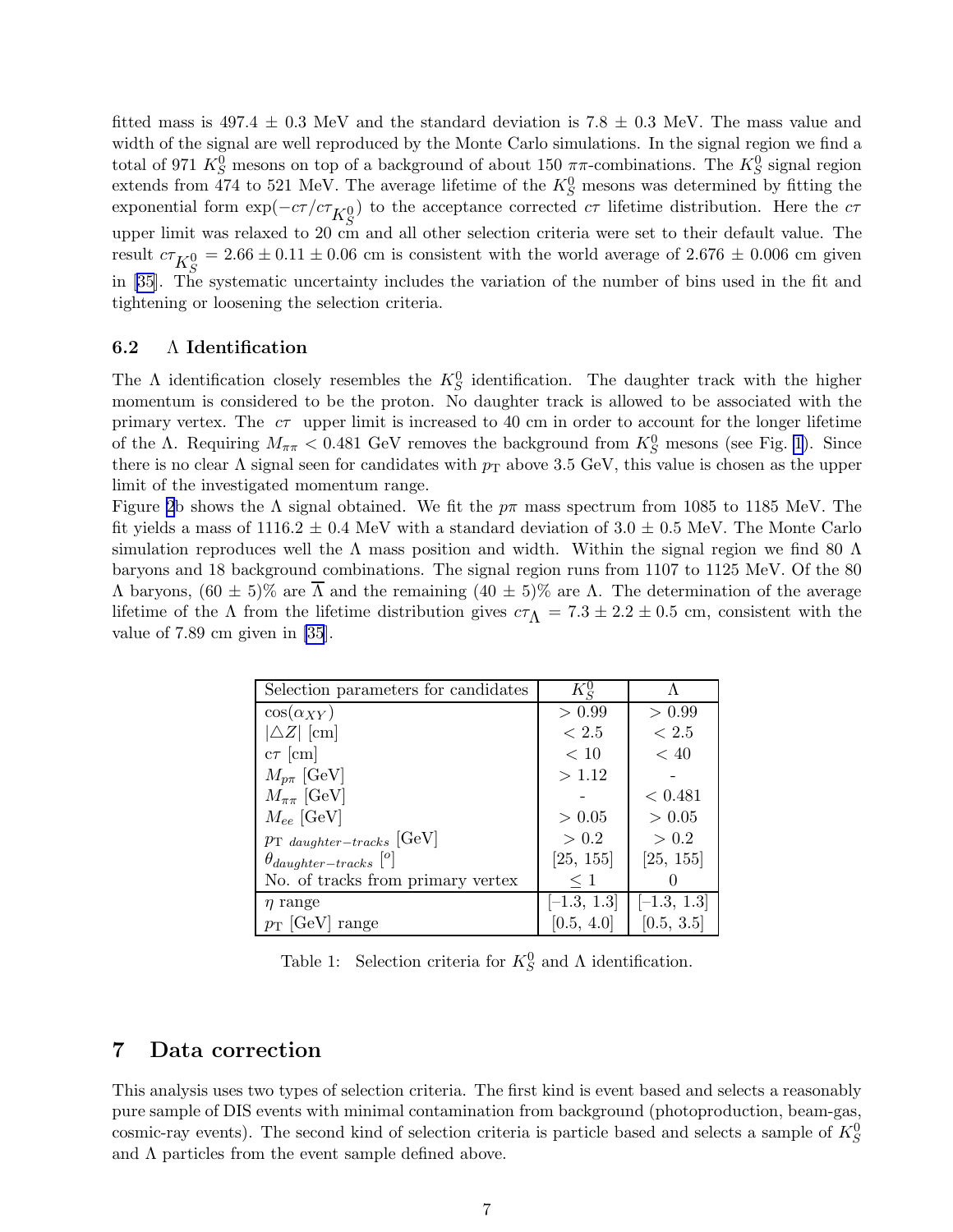fitted mass is 497.4 ± 0.3 MeV and the standard deviation is 7.8 ± 0.3 MeV. The mass value and width of the signal are well reproduced by the Monte Carlo simulations. In the signal region we find a total of 971 $K_S^0$ mesons on top of a background of about 150 $\pi\pi$-combinations. The $K_S^0$ signal region extends from 474 to 521 MeV. The average lifetime of the $K_S^0$ mesons was determined by fitting the exponential form $\exp(-c\tau/c\tau_{K_S^0})$ to the acceptance corrected $c\tau$ lifetime distribution. Here the $c\tau$ upper limit was relaxed to 20 cm and all other selection criteria were set to their default value. The result $c\tau_{K_S^0} = 2.66 \pm 0.11 \pm 0.06$ cm is consistent with the world average of 2.676 ± 0.006 cm given in [35]. The systematic uncertainty includes the variation of the number of bins used in the fit and tightening or loosening the selection criteria.

### 6.2 Λ Identification

The Λ identification closely resembles the $K_S^0$ identification. The daughter track with the higher momentum is considered to be the proton. No daughter track is allowed to be associated with the primary vertex. The $c\tau$ upper limit is increased to 40 cm in order to account for the longer lifetime of the Λ. Requiring $M_{\pi\pi} < 0.481$ GeV removes the background from $K_S^0$ mesons (see Fig. 1). Since there is no clear Λ signal seen for candidates with $p_T$ above 3.5 GeV, this value is chosen as the upper limit of the investigated momentum range.

Figure 2b shows the Λ signal obtained. We fit the $p\pi$ mass spectrum from 1085 to 1185 MeV. The fit yields a mass of 1116.2 ± 0.4 MeV with a standard deviation of 3.0 ± 0.5 MeV. The Monte Carlo simulation reproduces well the Λ mass position and width. Within the signal region we find 80 Λ baryons and 18 background combinations. The signal region runs from 1107 to 1125 MeV. Of the 80 Λ baryons, (60 ± 5)% are $\overline{\Lambda}$ and the remaining (40 ± 5)% are Λ. The determination of the average lifetime of the Λ from the lifetime distribution gives $c\tau_\Lambda = 7.3 \pm 2.2 \pm 0.5$ cm, consistent with the value of 7.89 cm given in [35].

| Selection parameters for candidates | $K_S^0$ | Λ |
|---|---|---|
| $\cos(\alpha_{XY})$ | $> 0.99$ | $> 0.99$ |
| $\lvert\triangle Z\rvert$ [cm] | $< 2.5$ | $< 2.5$ |
| $c\tau$ [cm] | $< 10$ | $< 40$ |
| $M_{p\pi}$ [GeV] | $> 1.12$ | - |
| $M_{\pi\pi}$ [GeV] | - | $< 0.481$ |
| $M_{ee}$ [GeV] | $> 0.05$ | $> 0.05$ |
| $p_{T\ daughter-tracks}$ [GeV] | $> 0.2$ | $> 0.2$ |
| $\theta_{daughter-tracks}$ [$^o$] | [25, 155] | [25, 155] |
| No. of tracks from primary vertex | $\leq 1$ | 0 |
| $\eta$ range | [−1.3, 1.3] | [−1.3, 1.3] |
| $p_T$ [GeV] range | [0.5, 4.0] | [0.5, 3.5] |

Table 1: Selection criteria for $K_S^0$ and Λ identification.

## 7 Data correction

This analysis uses two types of selection criteria. The first kind is event based and selects a reasonably pure sample of DIS events with minimal contamination from background (photoproduction, beam-gas, cosmic-ray events). The second kind of selection criteria is particle based and selects a sample of $K_S^0$ and Λ particles from the event sample defined above.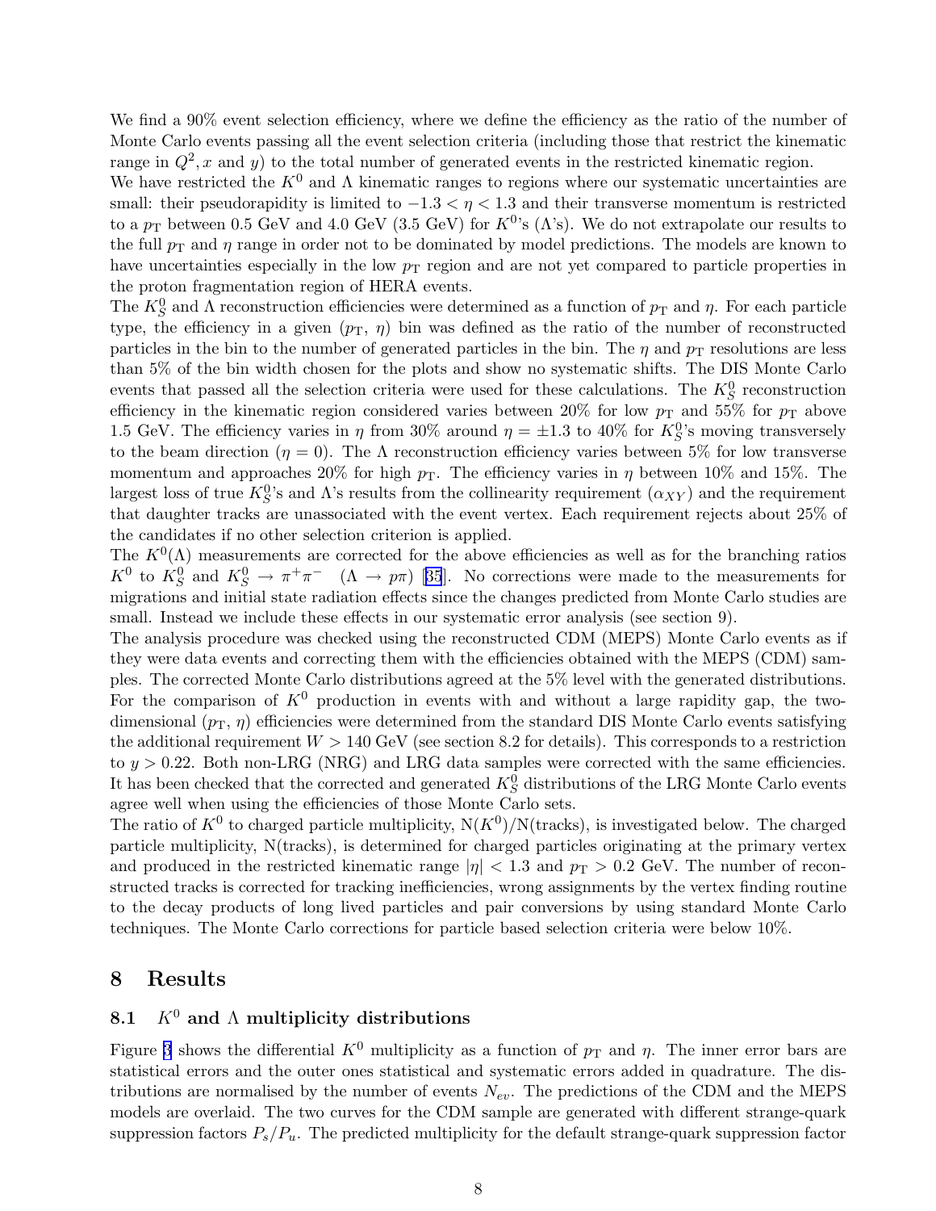We find a 90% event selection efficiency, where we define the efficiency as the ratio of the number of Monte Carlo events passing all the event selection criteria (including those that restrict the kinematic range in $Q^2, x$ and $y$) to the total number of generated events in the restricted kinematic region.

We have restricted the $K^0$ and $\Lambda$ kinematic ranges to regions where our systematic uncertainties are small: their pseudorapidity is limited to $-1.3 < \eta < 1.3$ and their transverse momentum is restricted to a $p_{\rm T}$ between 0.5 GeV and 4.0 GeV (3.5 GeV) for $K^0$'s ($\Lambda$'s). We do not extrapolate our results to the full $p_{\rm T}$ and $\eta$ range in order not to be dominated by model predictions. The models are known to have uncertainties especially in the low $p_{\rm T}$ region and are not yet compared to particle properties in the proton fragmentation region of HERA events.

The $K^0_S$ and $\Lambda$ reconstruction efficiencies were determined as a function of $p_{\rm T}$ and $\eta$. For each particle type, the efficiency in a given ($p_{\rm T}$, $\eta$) bin was defined as the ratio of the number of reconstructed particles in the bin to the number of generated particles in the bin. The $\eta$ and $p_{\rm T}$ resolutions are less than 5% of the bin width chosen for the plots and show no systematic shifts. The DIS Monte Carlo events that passed all the selection criteria were used for these calculations. The $K^0_S$ reconstruction efficiency in the kinematic region considered varies between 20% for low $p_{\rm T}$ and 55% for $p_{\rm T}$ above 1.5 GeV. The efficiency varies in $\eta$ from 30% around $\eta = \pm 1.3$ to 40% for $K^0_S$'s moving transversely to the beam direction ($\eta = 0$). The $\Lambda$ reconstruction efficiency varies between 5% for low transverse momentum and approaches 20% for high $p_{\rm T}$. The efficiency varies in $\eta$ between 10% and 15%. The largest loss of true $K^0_S$'s and $\Lambda$'s results from the collinearity requirement ($\alpha_{XY}$) and the requirement that daughter tracks are unassociated with the event vertex. Each requirement rejects about 25% of the candidates if no other selection criterion is applied.

The $K^0(\Lambda)$ measurements are corrected for the above efficiencies as well as for the branching ratios $K^0$ to $K^0_S$ and $K^0_S \to \pi^+\pi^-$ $(\Lambda \to p\pi)$ [35]. No corrections were made to the measurements for migrations and initial state radiation effects since the changes predicted from Monte Carlo studies are small. Instead we include these effects in our systematic error analysis (see section 9).

The analysis procedure was checked using the reconstructed CDM (MEPS) Monte Carlo events as if they were data events and correcting them with the efficiencies obtained with the MEPS (CDM) samples. The corrected Monte Carlo distributions agreed at the 5% level with the generated distributions.

For the comparison of $K^0$ production in events with and without a large rapidity gap, the two-dimensional ($p_{\rm T}$, $\eta$) efficiencies were determined from the standard DIS Monte Carlo events satisfying the additional requirement $W > 140$ GeV (see section 8.2 for details). This corresponds to a restriction to $y > 0.22$. Both non-LRG (NRG) and LRG data samples were corrected with the same efficiencies. It has been checked that the corrected and generated $K^0_S$ distributions of the LRG Monte Carlo events agree well when using the efficiencies of those Monte Carlo sets.

The ratio of $K^0$ to charged particle multiplicity, N($K^0$)/N(tracks), is investigated below. The charged particle multiplicity, N(tracks), is determined for charged particles originating at the primary vertex and produced in the restricted kinematic range $|\eta| < 1.3$ and $p_{\rm T} > 0.2$ GeV. The number of reconstructed tracks is corrected for tracking inefficiencies, wrong assignments by the vertex finding routine to the decay products of long lived particles and pair conversions by using standard Monte Carlo techniques. The Monte Carlo corrections for particle based selection criteria were below 10%.

# 8 Results

## 8.1 $K^0$ and $\Lambda$ multiplicity distributions

Figure 3 shows the differential $K^0$ multiplicity as a function of $p_{\rm T}$ and $\eta$. The inner error bars are statistical errors and the outer ones statistical and systematic errors added in quadrature. The distributions are normalised by the number of events $N_{ev}$. The predictions of the CDM and the MEPS models are overlaid. The two curves for the CDM sample are generated with different strange-quark suppression factors $P_s/P_u$. The predicted multiplicity for the default strange-quark suppression factor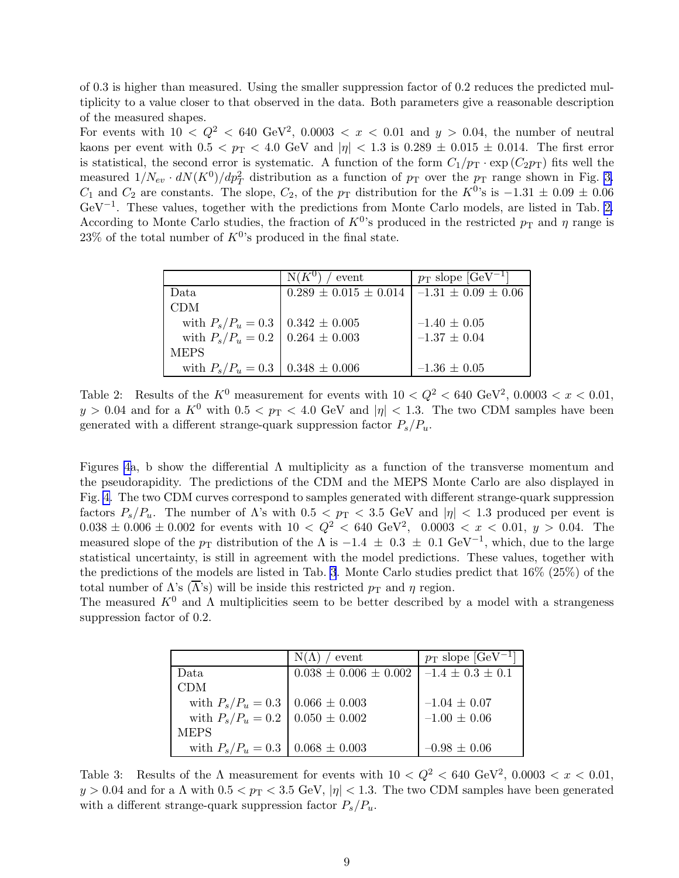of 0.3 is higher than measured. Using the smaller suppression factor of 0.2 reduces the predicted multiplicity to a value closer to that observed in the data. Both parameters give a reasonable description of the measured shapes.

For events with $10 < Q^2 < 640$ GeV$^2$, $0.0003 < x < 0.01$ and $y > 0.04$, the number of neutral kaons per event with $0.5 < p_{\rm T} < 4.0$ GeV and $|\eta| < 1.3$ is $0.289 \pm 0.015 \pm 0.014$. The first error is statistical, the second error is systematic. A function of the form $C_1/p_{\rm T} \cdot \exp(C_2 p_{\rm T})$ fits well the measured $1/N_{ev} \cdot dN(K^0)/dp_T^2$ distribution as a function of $p_{\rm T}$ over the $p_{\rm T}$ range shown in Fig. 3. $C_1$ and $C_2$ are constants. The slope, $C_2$, of the $p_{\rm T}$ distribution for the $K^0$'s is $-1.31 \pm 0.09 \pm 0.06$ GeV$^{-1}$. These values, together with the predictions from Monte Carlo models, are listed in Tab. 2. According to Monte Carlo studies, the fraction of $K^0$'s produced in the restricted $p_{\rm T}$ and $\eta$ range is 23% of the total number of $K^0$'s produced in the final state.

| | N($K^0$) / event | $p_{\rm T}$ slope [GeV$^{-1}$] |
|---|---|---|
| Data | $0.289 \pm 0.015 \pm 0.014$ | $-1.31 \pm 0.09 \pm 0.06$ |
| CDM | | |
| with $P_s/P_u = 0.3$ | $0.342 \pm 0.005$ | $-1.40 \pm 0.05$ |
| with $P_s/P_u = 0.2$ | $0.264 \pm 0.003$ | $-1.37 \pm 0.04$ |
| MEPS | | |
| with $P_s/P_u = 0.3$ | $0.348 \pm 0.006$ | $-1.36 \pm 0.05$ |

Table 2: Results of the $K^0$ measurement for events with $10 < Q^2 < 640$ GeV$^2$, $0.0003 < x < 0.01$, $y > 0.04$ and for a $K^0$ with $0.5 < p_{\rm T} < 4.0$ GeV and $|\eta| < 1.3$. The two CDM samples have been generated with a different strange-quark suppression factor $P_s/P_u$.

Figures 4a, b show the differential $\Lambda$ multiplicity as a function of the transverse momentum and the pseudorapidity. The predictions of the CDM and the MEPS Monte Carlo are also displayed in Fig. 4. The two CDM curves correspond to samples generated with different strange-quark suppression factors $P_s/P_u$. The number of $\Lambda$'s with $0.5 < p_{\rm T} < 3.5$ GeV and $|\eta| < 1.3$ produced per event is $0.038 \pm 0.006 \pm 0.002$ for events with $10 < Q^2 < 640$ GeV$^2$, $0.0003 < x < 0.01$, $y > 0.04$. The measured slope of the $p_{\rm T}$ distribution of the $\Lambda$ is $-1.4 \pm 0.3 \pm 0.1$ GeV$^{-1}$, which, due to the large statistical uncertainty, is still in agreement with the model predictions. These values, together with the predictions of the models are listed in Tab. 3. Monte Carlo studies predict that 16% (25%) of the total number of $\Lambda$'s ($\overline{\Lambda}$'s) will be inside this restricted $p_{\rm T}$ and $\eta$ region.

The measured $K^0$ and $\Lambda$ multiplicities seem to be better described by a model with a strangeness suppression factor of 0.2.

| | N($\Lambda$) / event | $p_{\rm T}$ slope [GeV$^{-1}$] |
|---|---|---|
| Data | $0.038 \pm 0.006 \pm 0.002$ | $-1.4 \pm 0.3 \pm 0.1$ |
| CDM | | |
| with $P_s/P_u = 0.3$ | $0.066 \pm 0.003$ | $-1.04 \pm 0.07$ |
| with $P_s/P_u = 0.2$ | $0.050 \pm 0.002$ | $-1.00 \pm 0.06$ |
| MEPS | | |
| with $P_s/P_u = 0.3$ | $0.068 \pm 0.003$ | $-0.98 \pm 0.06$ |

Table 3: Results of the $\Lambda$ measurement for events with $10 < Q^2 < 640$ GeV$^2$, $0.0003 < x < 0.01$, $y > 0.04$ and for a $\Lambda$ with $0.5 < p_{\rm T} < 3.5$ GeV, $|\eta| < 1.3$. The two CDM samples have been generated with a different strange-quark suppression factor $P_s/P_u$.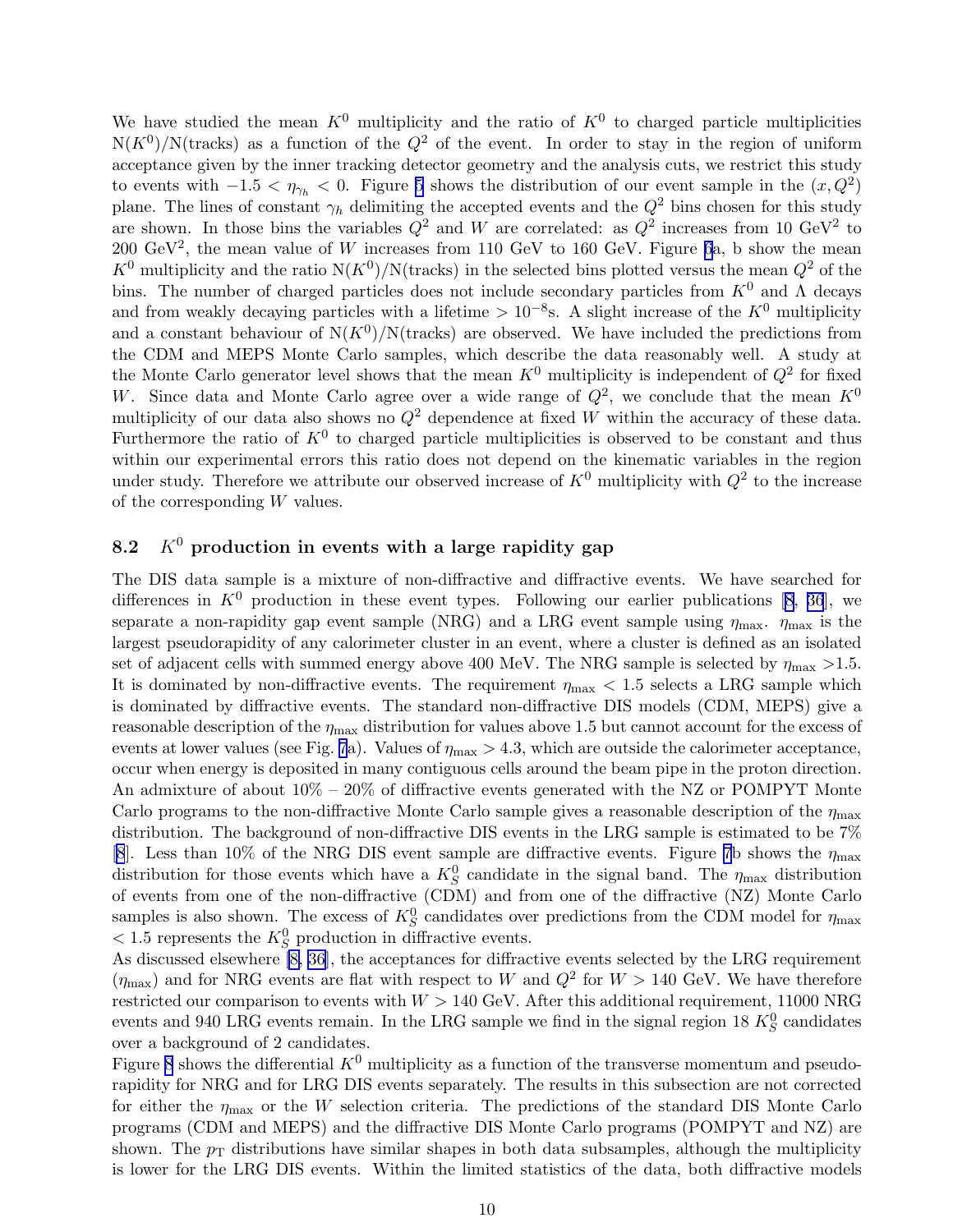We have studied the mean $K^0$ multiplicity and the ratio of $K^0$ to charged particle multiplicities N($K^0$)/N(tracks) as a function of the $Q^2$ of the event. In order to stay in the region of uniform acceptance given by the inner tracking detector geometry and the analysis cuts, we restrict this study to events with $-1.5 < \eta_{\gamma_h} < 0$. Figure 5 shows the distribution of our event sample in the $(x, Q^2)$ plane. The lines of constant $\gamma_h$ delimiting the accepted events and the $Q^2$ bins chosen for this study are shown. In those bins the variables $Q^2$ and $W$ are correlated: as $Q^2$ increases from 10 GeV$^2$ to 200 GeV$^2$, the mean value of $W$ increases from 110 GeV to 160 GeV. Figure 6a, b show the mean $K^0$ multiplicity and the ratio N($K^0$)/N(tracks) in the selected bins plotted versus the mean $Q^2$ of the bins. The number of charged particles does not include secondary particles from $K^0$ and $\Lambda$ decays and from weakly decaying particles with a lifetime $> 10^{-8}$s. A slight increase of the $K^0$ multiplicity and a constant behaviour of N($K^0$)/N(tracks) are observed. We have included the predictions from the CDM and MEPS Monte Carlo samples, which describe the data reasonably well. A study at the Monte Carlo generator level shows that the mean $K^0$ multiplicity is independent of $Q^2$ for fixed $W$. Since data and Monte Carlo agree over a wide range of $Q^2$, we conclude that the mean $K^0$ multiplicity of our data also shows no $Q^2$ dependence at fixed $W$ within the accuracy of these data. Furthermore the ratio of $K^0$ to charged particle multiplicities is observed to be constant and thus within our experimental errors this ratio does not depend on the kinematic variables in the region under study. Therefore we attribute our observed increase of $K^0$ multiplicity with $Q^2$ to the increase of the corresponding $W$ values.

### 8.2 $K^0$ production in events with a large rapidity gap

The DIS data sample is a mixture of non-diffractive and diffractive events. We have searched for differences in $K^0$ production in these event types. Following our earlier publications [8, 36], we separate a non-rapidity gap event sample (NRG) and a LRG event sample using $\eta_{\max}$. $\eta_{\max}$ is the largest pseudorapidity of any calorimeter cluster in an event, where a cluster is defined as an isolated set of adjacent cells with summed energy above 400 MeV. The NRG sample is selected by $\eta_{\max} > 1.5$. It is dominated by non-diffractive events. The requirement $\eta_{\max} < 1.5$ selects a LRG sample which is dominated by diffractive events. The standard non-diffractive DIS models (CDM, MEPS) give a reasonable description of the $\eta_{\max}$ distribution for values above 1.5 but cannot account for the excess of events at lower values (see Fig. 7a). Values of $\eta_{\max} > 4.3$, which are outside the calorimeter acceptance, occur when energy is deposited in many contiguous cells around the beam pipe in the proton direction. An admixture of about 10% – 20% of diffractive events generated with the NZ or POMPYT Monte Carlo programs to the non-diffractive Monte Carlo sample gives a reasonable description of the $\eta_{\max}$ distribution. The background of non-diffractive DIS events in the LRG sample is estimated to be 7% [8]. Less than 10% of the NRG DIS event sample are diffractive events. Figure 7b shows the $\eta_{\max}$ distribution for those events which have a $K^0_S$ candidate in the signal band. The $\eta_{\max}$ distribution of events from one of the non-diffractive (CDM) and from one of the diffractive (NZ) Monte Carlo samples is also shown. The excess of $K^0_S$ candidates over predictions from the CDM model for $\eta_{\max} < 1.5$ represents the $K^0_S$ production in diffractive events.

As discussed elsewhere [8, 36], the acceptances for diffractive events selected by the LRG requirement ($\eta_{\max}$) and for NRG events are flat with respect to $W$ and $Q^2$ for $W > 140$ GeV. We have therefore restricted our comparison to events with $W > 140$ GeV. After this additional requirement, 11000 NRG events and 940 LRG events remain. In the LRG sample we find in the signal region 18 $K^0_S$ candidates over a background of 2 candidates.

Figure 8 shows the differential $K^0$ multiplicity as a function of the transverse momentum and pseudorapidity for NRG and for LRG DIS events separately. The results in this subsection are not corrected for either the $\eta_{\max}$ or the $W$ selection criteria. The predictions of the standard DIS Monte Carlo programs (CDM and MEPS) and the diffractive DIS Monte Carlo programs (POMPYT and NZ) are shown. The $p_T$ distributions have similar shapes in both data subsamples, although the multiplicity is lower for the LRG DIS events. Within the limited statistics of the data, both diffractive models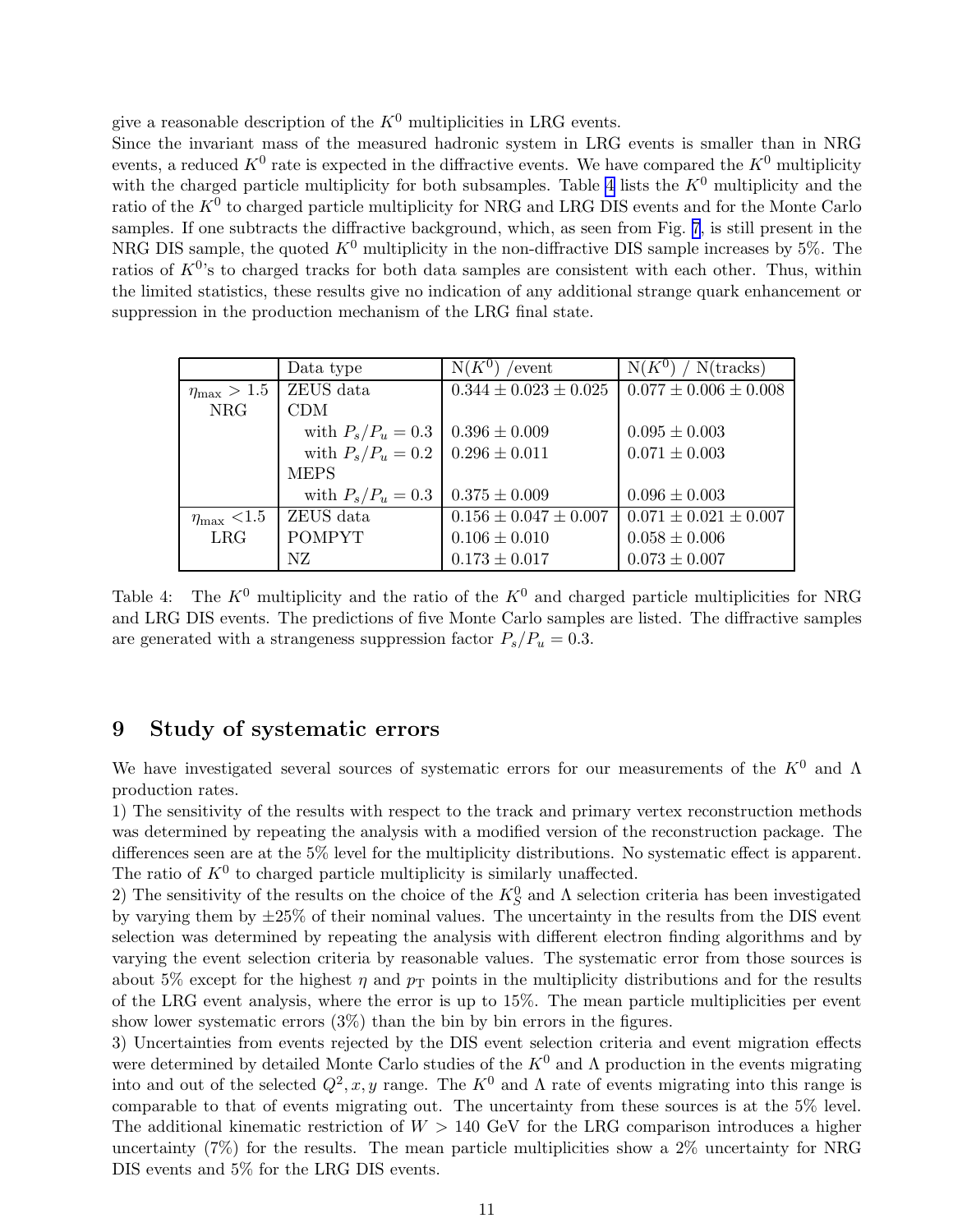give a reasonable description of the $K^0$ multiplicities in LRG events.

Since the invariant mass of the measured hadronic system in LRG events is smaller than in NRG events, a reduced $K^0$ rate is expected in the diffractive events. We have compared the $K^0$ multiplicity with the charged particle multiplicity for both subsamples. Table 4 lists the $K^0$ multiplicity and the ratio of the $K^0$ to charged particle multiplicity for NRG and LRG DIS events and for the Monte Carlo samples. If one subtracts the diffractive background, which, as seen from Fig. 7, is still present in the NRG DIS sample, the quoted $K^0$ multiplicity in the non-diffractive DIS sample increases by 5%. The ratios of $K^0$'s to charged tracks for both data samples are consistent with each other. Thus, within the limited statistics, these results give no indication of any additional strange quark enhancement or suppression in the production mechanism of the LRG final state.

| | Data type | N($K^0$) /event | N($K^0$) / N(tracks) |
|---|---|---|---|
| $\eta_{\max} > 1.5$ NRG | ZEUS data | $0.344 \pm 0.023 \pm 0.025$ | $0.077 \pm 0.006 \pm 0.008$ |
| | CDM | | |
| | with $P_s/P_u = 0.3$ | $0.396 \pm 0.009$ | $0.095 \pm 0.003$ |
| | with $P_s/P_u = 0.2$ | $0.296 \pm 0.011$ | $0.071 \pm 0.003$ |
| | MEPS | | |
| | with $P_s/P_u = 0.3$ | $0.375 \pm 0.009$ | $0.096 \pm 0.003$ |
| $\eta_{\max} < 1.5$ LRG | ZEUS data | $0.156 \pm 0.047 \pm 0.007$ | $0.071 \pm 0.021 \pm 0.007$ |
| | POMPYT | $0.106 \pm 0.010$ | $0.058 \pm 0.006$ |
| | NZ | $0.173 \pm 0.017$ | $0.073 \pm 0.007$ |

Table 4: The $K^0$ multiplicity and the ratio of the $K^0$ and charged particle multiplicities for NRG and LRG DIS events. The predictions of five Monte Carlo samples are listed. The diffractive samples are generated with a strangeness suppression factor $P_s/P_u = 0.3$.

## 9 Study of systematic errors

We have investigated several sources of systematic errors for our measurements of the $K^0$ and $\Lambda$ production rates.

1) The sensitivity of the results with respect to the track and primary vertex reconstruction methods was determined by repeating the analysis with a modified version of the reconstruction package. The differences seen are at the 5% level for the multiplicity distributions. No systematic effect is apparent. The ratio of $K^0$ to charged particle multiplicity is similarly unaffected.

2) The sensitivity of the results on the choice of the $K_S^0$ and $\Lambda$ selection criteria has been investigated by varying them by ±25% of their nominal values. The uncertainty in the results from the DIS event selection was determined by repeating the analysis with different electron finding algorithms and by varying the event selection criteria by reasonable values. The systematic error from those sources is about 5% except for the highest $\eta$ and $p_{\rm T}$ points in the multiplicity distributions and for the results of the LRG event analysis, where the error is up to 15%. The mean particle multiplicities per event show lower systematic errors (3%) than the bin by bin errors in the figures.

3) Uncertainties from events rejected by the DIS event selection criteria and event migration effects were determined by detailed Monte Carlo studies of the $K^0$ and $\Lambda$ production in the events migrating into and out of the selected $Q^2, x, y$ range. The $K^0$ and $\Lambda$ rate of events migrating into this range is comparable to that of events migrating out. The uncertainty from these sources is at the 5% level. The additional kinematic restriction of $W > 140$ GeV for the LRG comparison introduces a higher uncertainty (7%) for the results. The mean particle multiplicities show a 2% uncertainty for NRG DIS events and 5% for the LRG DIS events.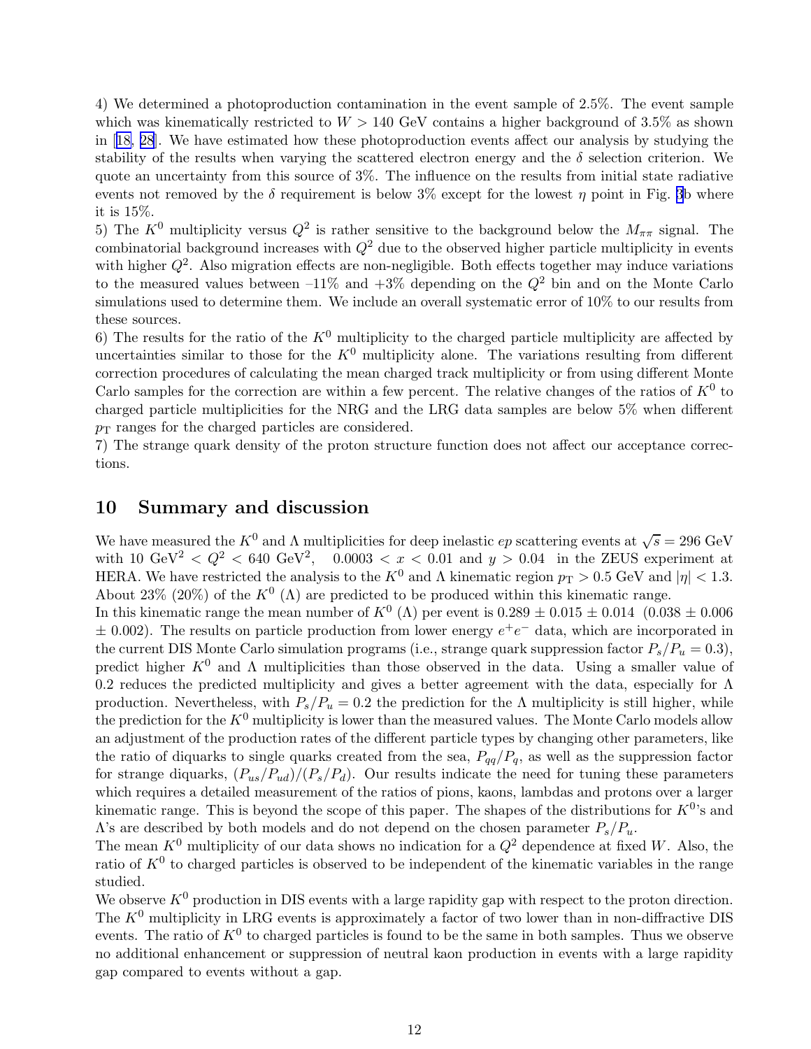4) We determined a photoproduction contamination in the event sample of 2.5%. The event sample which was kinematically restricted to $W > 140$ GeV contains a higher background of 3.5% as shown in [18, 28]. We have estimated how these photoproduction events affect our analysis by studying the stability of the results when varying the scattered electron energy and the $\delta$ selection criterion. We quote an uncertainty from this source of 3%. The influence on the results from initial state radiative events not removed by the $\delta$ requirement is below 3% except for the lowest $\eta$ point in Fig. 3b where it is 15%.

5) The $K^0$ multiplicity versus $Q^2$ is rather sensitive to the background below the $M_{\pi\pi}$ signal. The combinatorial background increases with $Q^2$ due to the observed higher particle multiplicity in events with higher $Q^2$. Also migration effects are non-negligible. Both effects together may induce variations to the measured values between –11% and +3% depending on the $Q^2$ bin and on the Monte Carlo simulations used to determine them. We include an overall systematic error of 10% to our results from these sources.

6) The results for the ratio of the $K^0$ multiplicity to the charged particle multiplicity are affected by uncertainties similar to those for the $K^0$ multiplicity alone. The variations resulting from different correction procedures of calculating the mean charged track multiplicity or from using different Monte Carlo samples for the correction are within a few percent. The relative changes of the ratios of $K^0$ to charged particle multiplicities for the NRG and the LRG data samples are below 5% when different $p_{\rm T}$ ranges for the charged particles are considered.

7) The strange quark density of the proton structure function does not affect our acceptance corrections.

## 10 Summary and discussion

We have measured the $K^0$ and $\Lambda$ multiplicities for deep inelastic $ep$ scattering events at $\sqrt{s} = 296$ GeV with 10 GeV$^2 < Q^2 <$ 640 GeV$^2$, $0.0003 < x < 0.01$ and $y > 0.04$ in the ZEUS experiment at HERA. We have restricted the analysis to the $K^0$ and $\Lambda$ kinematic region $p_{\rm T} > 0.5$ GeV and $|\eta| < 1.3$. About 23% (20%) of the $K^0$ ($\Lambda$) are predicted to be produced within this kinematic range.

In this kinematic range the mean number of $K^0$ ($\Lambda$) per event is $0.289 \pm 0.015 \pm 0.014$ ($0.038 \pm 0.006 \pm 0.002$). The results on particle production from lower energy $e^+e^-$ data, which are incorporated in the current DIS Monte Carlo simulation programs (i.e., strange quark suppression factor $P_s/P_u = 0.3$), predict higher $K^0$ and $\Lambda$ multiplicities than those observed in the data. Using a smaller value of 0.2 reduces the predicted multiplicity and gives a better agreement with the data, especially for $\Lambda$ production. Nevertheless, with $P_s/P_u = 0.2$ the prediction for the $\Lambda$ multiplicity is still higher, while the prediction for the $K^0$ multiplicity is lower than the measured values. The Monte Carlo models allow an adjustment of the production rates of the different particle types by changing other parameters, like the ratio of diquarks to single quarks created from the sea, $P_{qq}/P_q$, as well as the suppression factor for strange diquarks, $(P_{us}/P_{ud})/(P_s/P_d)$. Our results indicate the need for tuning these parameters which requires a detailed measurement of the ratios of pions, kaons, lambdas and protons over a larger kinematic range. This is beyond the scope of this paper. The shapes of the distributions for $K^0$'s and $\Lambda$'s are described by both models and do not depend on the chosen parameter $P_s/P_u$.

The mean $K^0$ multiplicity of our data shows no indication for a $Q^2$ dependence at fixed $W$. Also, the ratio of $K^0$ to charged particles is observed to be independent of the kinematic variables in the range studied.

We observe $K^0$ production in DIS events with a large rapidity gap with respect to the proton direction. The $K^0$ multiplicity in LRG events is approximately a factor of two lower than in non-diffractive DIS events. The ratio of $K^0$ to charged particles is found to be the same in both samples. Thus we observe no additional enhancement or suppression of neutral kaon production in events with a large rapidity gap compared to events without a gap.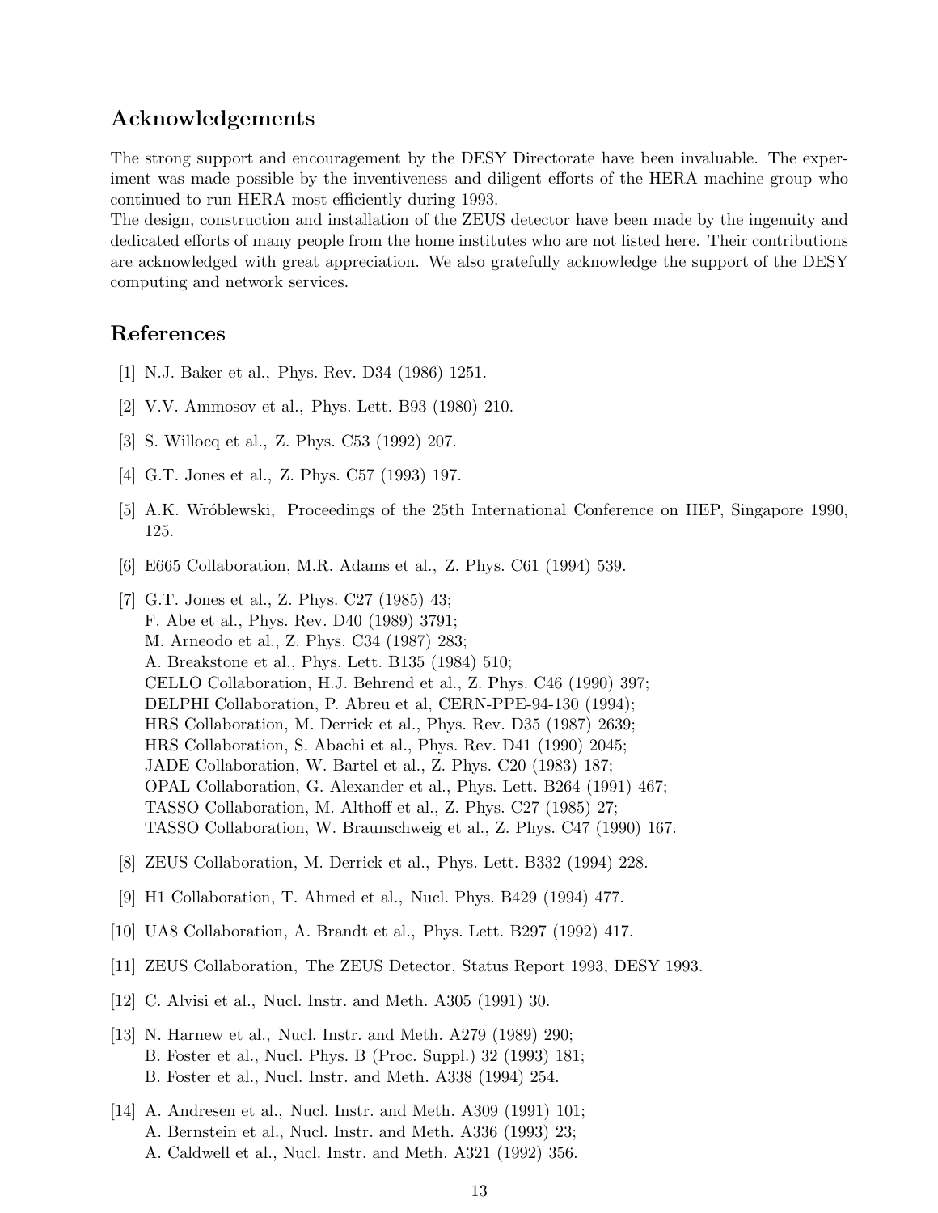## Acknowledgements

The strong support and encouragement by the DESY Directorate have been invaluable. The experiment was made possible by the inventiveness and diligent efforts of the HERA machine group who continued to run HERA most efficiently during 1993.
The design, construction and installation of the ZEUS detector have been made by the ingenuity and dedicated efforts of many people from the home institutes who are not listed here. Their contributions are acknowledged with great appreciation. We also gratefully acknowledge the support of the DESY computing and network services.

## References

[1] N.J. Baker et al., Phys. Rev. D34 (1986) 1251.

[2] V.V. Ammosov et al., Phys. Lett. B93 (1980) 210.

[3] S. Willocq et al., Z. Phys. C53 (1992) 207.

[4] G.T. Jones et al., Z. Phys. C57 (1993) 197.

[5] A.K. Wróblewski, Proceedings of the 25th International Conference on HEP, Singapore 1990, 125.

[6] E665 Collaboration, M.R. Adams et al., Z. Phys. C61 (1994) 539.

[7] G.T. Jones et al., Z. Phys. C27 (1985) 43;
F. Abe et al., Phys. Rev. D40 (1989) 3791;
M. Arneodo et al., Z. Phys. C34 (1987) 283;
A. Breakstone et al., Phys. Lett. B135 (1984) 510;
CELLO Collaboration, H.J. Behrend et al., Z. Phys. C46 (1990) 397;
DELPHI Collaboration, P. Abreu et al, CERN-PPE-94-130 (1994);
HRS Collaboration, M. Derrick et al., Phys. Rev. D35 (1987) 2639;
HRS Collaboration, S. Abachi et al., Phys. Rev. D41 (1990) 2045;
JADE Collaboration, W. Bartel et al., Z. Phys. C20 (1983) 187;
OPAL Collaboration, G. Alexander et al., Phys. Lett. B264 (1991) 467;
TASSO Collaboration, M. Althoff et al., Z. Phys. C27 (1985) 27;
TASSO Collaboration, W. Braunschweig et al., Z. Phys. C47 (1990) 167.

[8] ZEUS Collaboration, M. Derrick et al., Phys. Lett. B332 (1994) 228.

[9] H1 Collaboration, T. Ahmed et al., Nucl. Phys. B429 (1994) 477.

[10] UA8 Collaboration, A. Brandt et al., Phys. Lett. B297 (1992) 417.

[11] ZEUS Collaboration, The ZEUS Detector, Status Report 1993, DESY 1993.

[12] C. Alvisi et al., Nucl. Instr. and Meth. A305 (1991) 30.

[13] N. Harnew et al., Nucl. Instr. and Meth. A279 (1989) 290;
B. Foster et al., Nucl. Phys. B (Proc. Suppl.) 32 (1993) 181;
B. Foster et al., Nucl. Instr. and Meth. A338 (1994) 254.

[14] A. Andresen et al., Nucl. Instr. and Meth. A309 (1991) 101;
A. Bernstein et al., Nucl. Instr. and Meth. A336 (1993) 23;
A. Caldwell et al., Nucl. Instr. and Meth. A321 (1992) 356.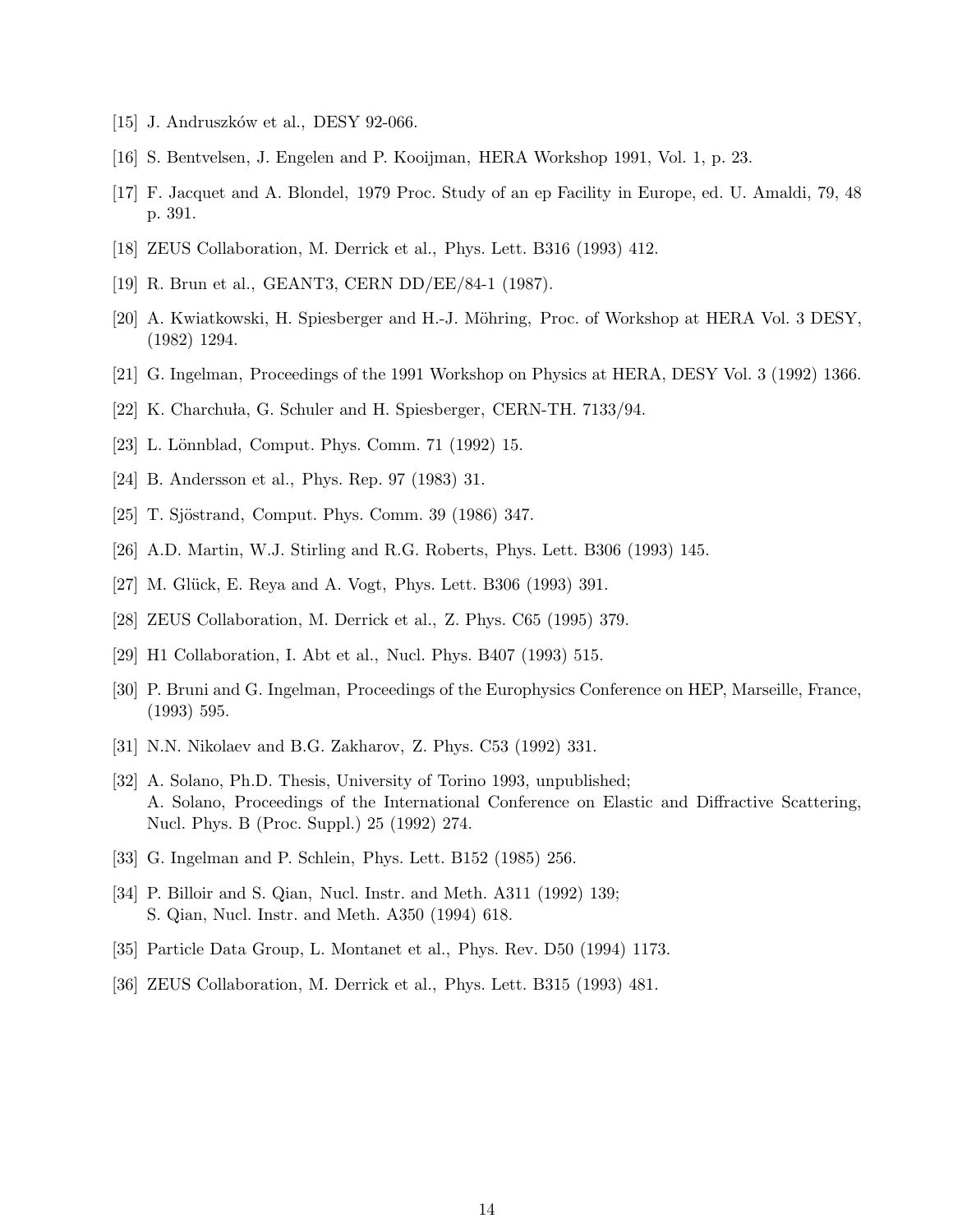[15] J. Andruszków et al., DESY 92-066.

[16] S. Bentvelsen, J. Engelen and P. Kooijman, HERA Workshop 1991, Vol. 1, p. 23.

[17] F. Jacquet and A. Blondel, 1979 Proc. Study of an ep Facility in Europe, ed. U. Amaldi, 79, 48 p. 391.

[18] ZEUS Collaboration, M. Derrick et al., Phys. Lett. B316 (1993) 412.

[19] R. Brun et al., GEANT3, CERN DD/EE/84-1 (1987).

[20] A. Kwiatkowski, H. Spiesberger and H.-J. Möhring, Proc. of Workshop at HERA Vol. 3 DESY, (1982) 1294.

[21] G. Ingelman, Proceedings of the 1991 Workshop on Physics at HERA, DESY Vol. 3 (1992) 1366.

[22] K. Charchuła, G. Schuler and H. Spiesberger, CERN-TH. 7133/94.

[23] L. Lönnblad, Comput. Phys. Comm. 71 (1992) 15.

[24] B. Andersson et al., Phys. Rep. 97 (1983) 31.

[25] T. Sjöstrand, Comput. Phys. Comm. 39 (1986) 347.

[26] A.D. Martin, W.J. Stirling and R.G. Roberts, Phys. Lett. B306 (1993) 145.

[27] M. Glück, E. Reya and A. Vogt, Phys. Lett. B306 (1993) 391.

[28] ZEUS Collaboration, M. Derrick et al., Z. Phys. C65 (1995) 379.

[29] H1 Collaboration, I. Abt et al., Nucl. Phys. B407 (1993) 515.

[30] P. Bruni and G. Ingelman, Proceedings of the Europhysics Conference on HEP, Marseille, France, (1993) 595.

[31] N.N. Nikolaev and B.G. Zakharov, Z. Phys. C53 (1992) 331.

[32] A. Solano, Ph.D. Thesis, University of Torino 1993, unpublished;
A. Solano, Proceedings of the International Conference on Elastic and Diffractive Scattering, Nucl. Phys. B (Proc. Suppl.) 25 (1992) 274.

[33] G. Ingelman and P. Schlein, Phys. Lett. B152 (1985) 256.

[34] P. Billoir and S. Qian, Nucl. Instr. and Meth. A311 (1992) 139;
S. Qian, Nucl. Instr. and Meth. A350 (1994) 618.

[35] Particle Data Group, L. Montanet et al., Phys. Rev. D50 (1994) 1173.

[36] ZEUS Collaboration, M. Derrick et al., Phys. Lett. B315 (1993) 481.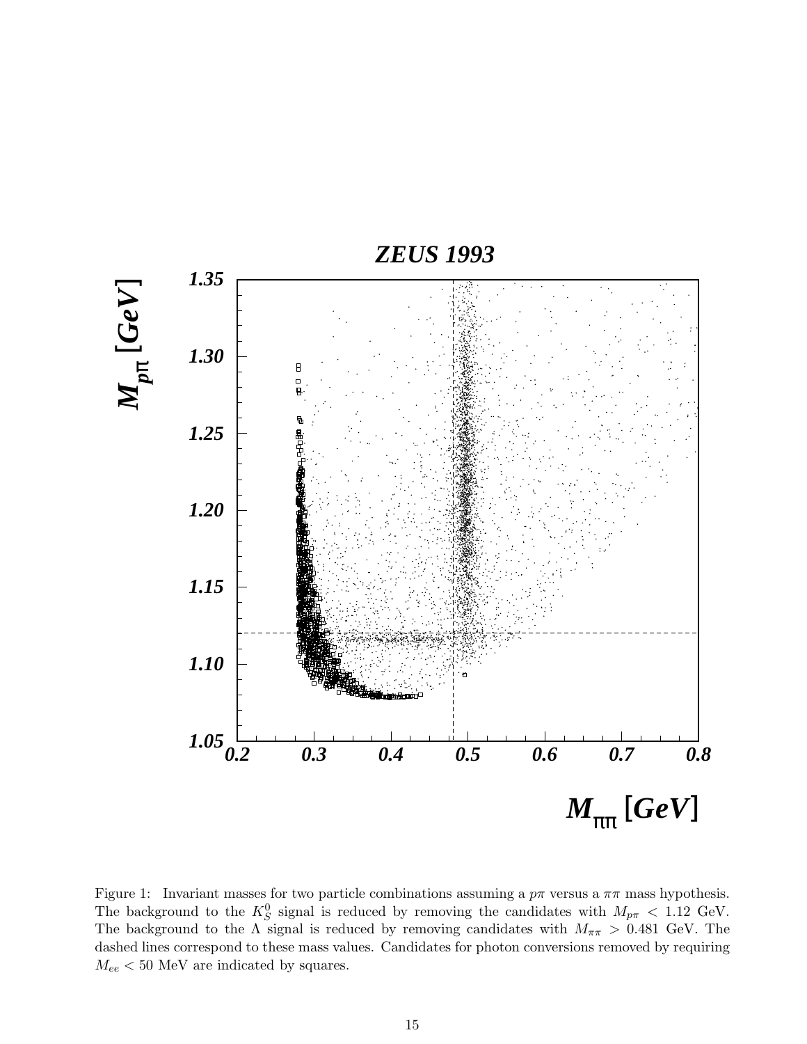Figure 1: Invariant masses for two particle combinations assuming a $p\pi$ versus a $\pi\pi$ mass hypothesis. The background to the $K^0_S$ signal is reduced by removing the candidates with $M_{p\pi} < 1.12$ GeV. The background to the $\Lambda$ signal is reduced by removing candidates with $M_{\pi\pi} > 0.481$ GeV. The dashed lines correspond to these mass values. Candidates for photon conversions removed by requiring $M_{ee} < 50$ MeV are indicated by squares.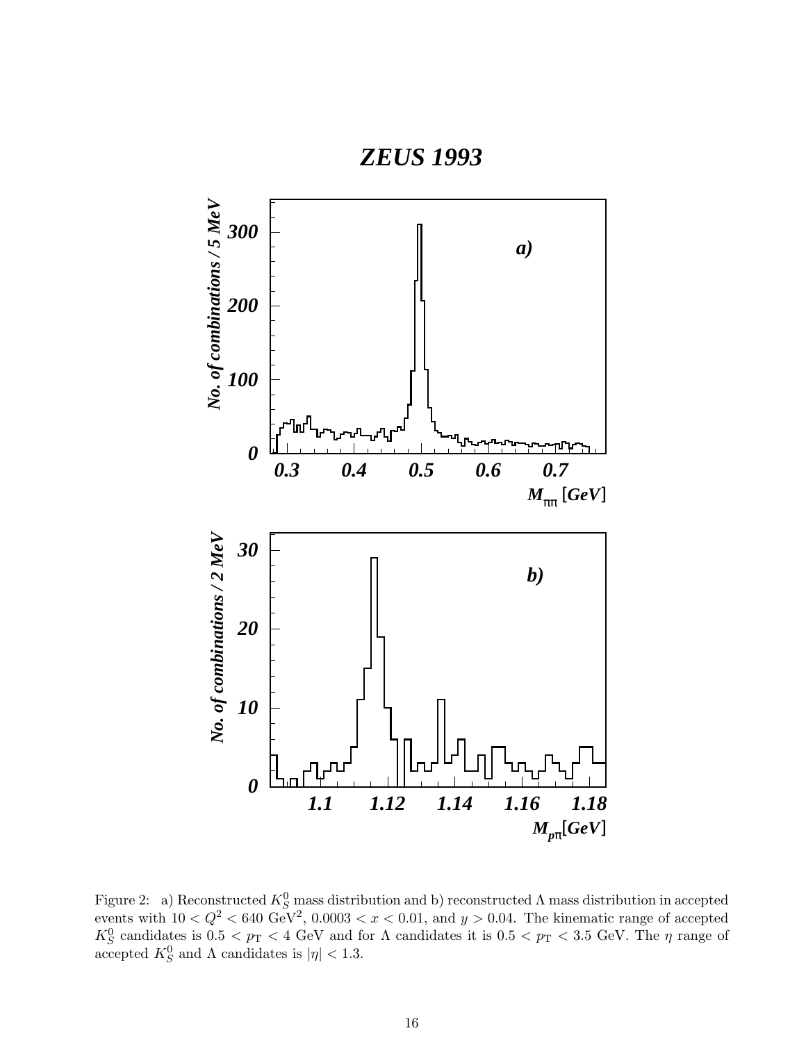Figure 2: a) Reconstructed $K_S^0$ mass distribution and b) reconstructed $\Lambda$ mass distribution in accepted events with $10 < Q^2 < 640$ GeV$^2$, $0.0003 < x < 0.01$, and $y > 0.04$. The kinematic range of accepted $K_S^0$ candidates is $0.5 < p_T < 4$ GeV and for $\Lambda$ candidates it is $0.5 < p_T < 3.5$ GeV. The $\eta$ range of accepted $K_S^0$ and $\Lambda$ candidates is $|\eta| < 1.3$.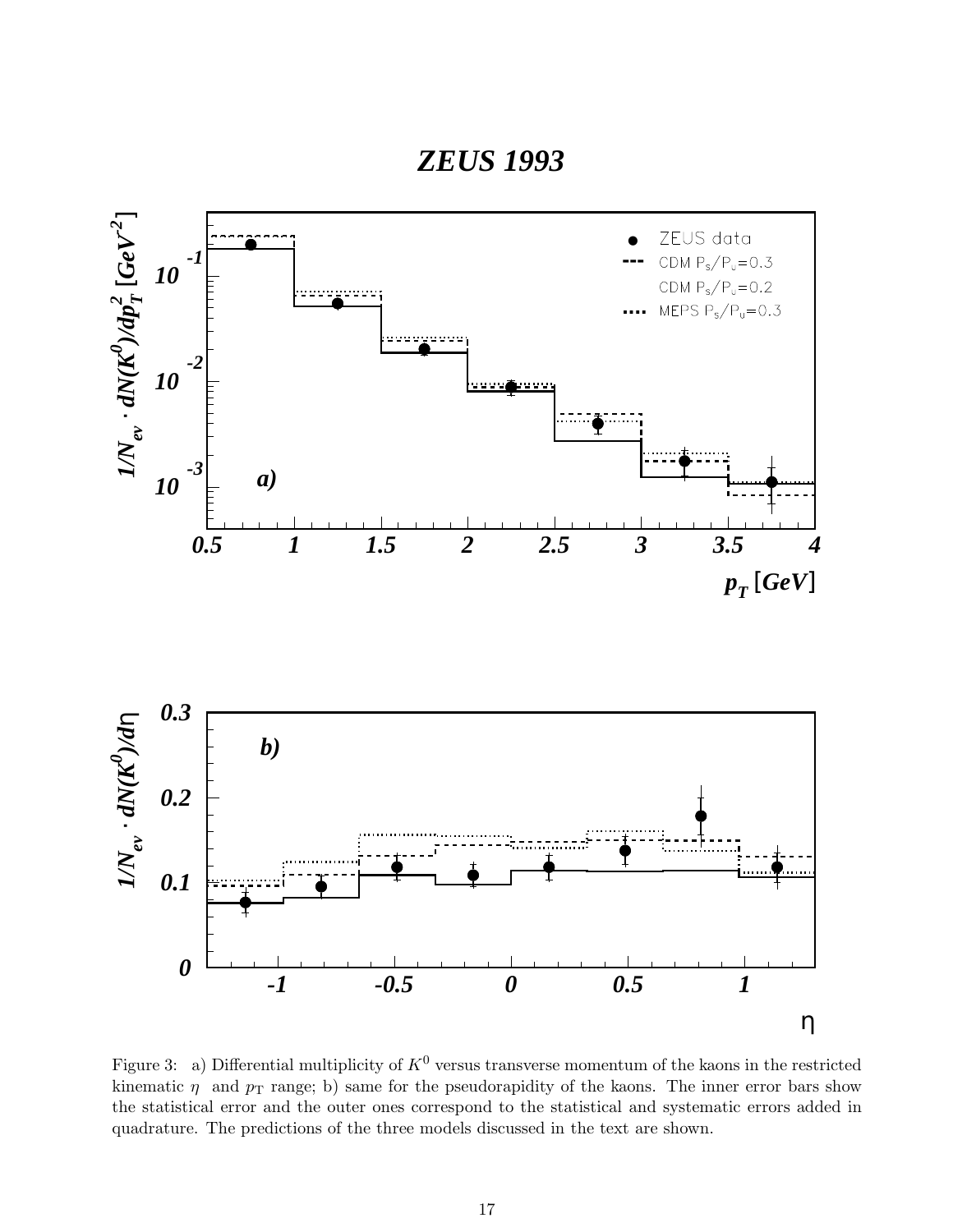Figure 3: a) Differential multiplicity of $K^0$ versus transverse momentum of the kaons in the restricted kinematic $\eta$ and $p_{\rm T}$ range; b) same for the pseudorapidity of the kaons. The inner error bars show the statistical error and the outer ones correspond to the statistical and systematic errors added in quadrature. The predictions of the three models discussed in the text are shown.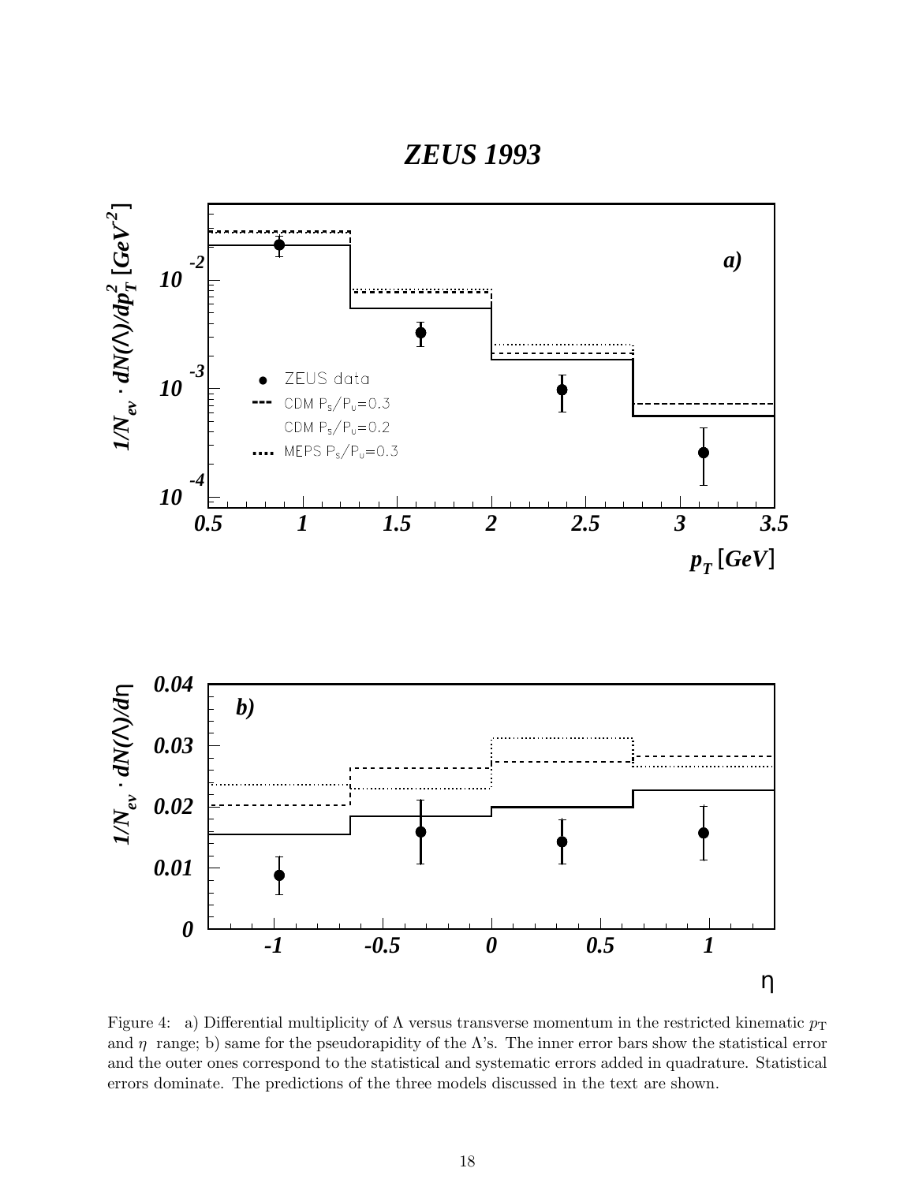Figure 4: a) Differential multiplicity of $\Lambda$ versus transverse momentum in the restricted kinematic $p_{\rm T}$ and $\eta$ range; b) same for the pseudorapidity of the $\Lambda$'s. The inner error bars show the statistical error and the outer ones correspond to the statistical and systematic errors added in quadrature. Statistical errors dominate. The predictions of the three models discussed in the text are shown.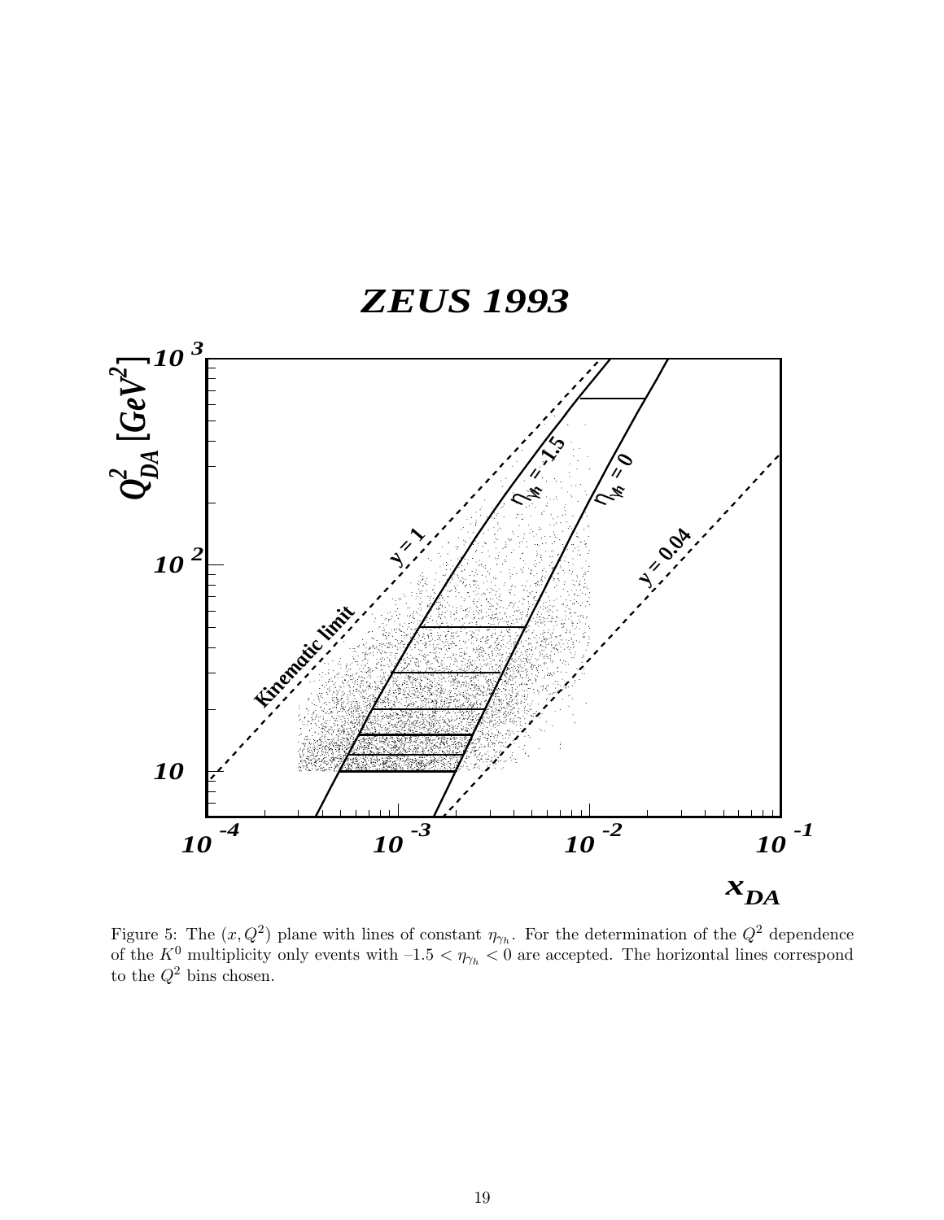Figure 5: The $(x, Q^2)$ plane with lines of constant $\eta_{\gamma_h}$. For the determination of the $Q^2$ dependence of the $K^0$ multiplicity only events with $-1.5 < \eta_{\gamma_h} < 0$ are accepted. The horizontal lines correspond to the $Q^2$ bins chosen.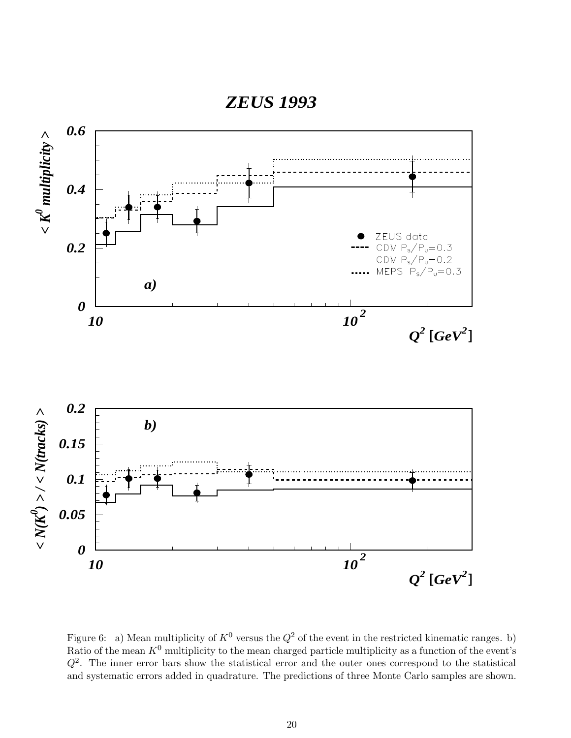Figure 6: a) Mean multiplicity of $K^0$ versus the $Q^2$ of the event in the restricted kinematic ranges. b) Ratio of the mean $K^0$ multiplicity to the mean charged particle multiplicity as a function of the event's $Q^2$. The inner error bars show the statistical error and the outer ones correspond to the statistical and systematic errors added in quadrature. The predictions of three Monte Carlo samples are shown.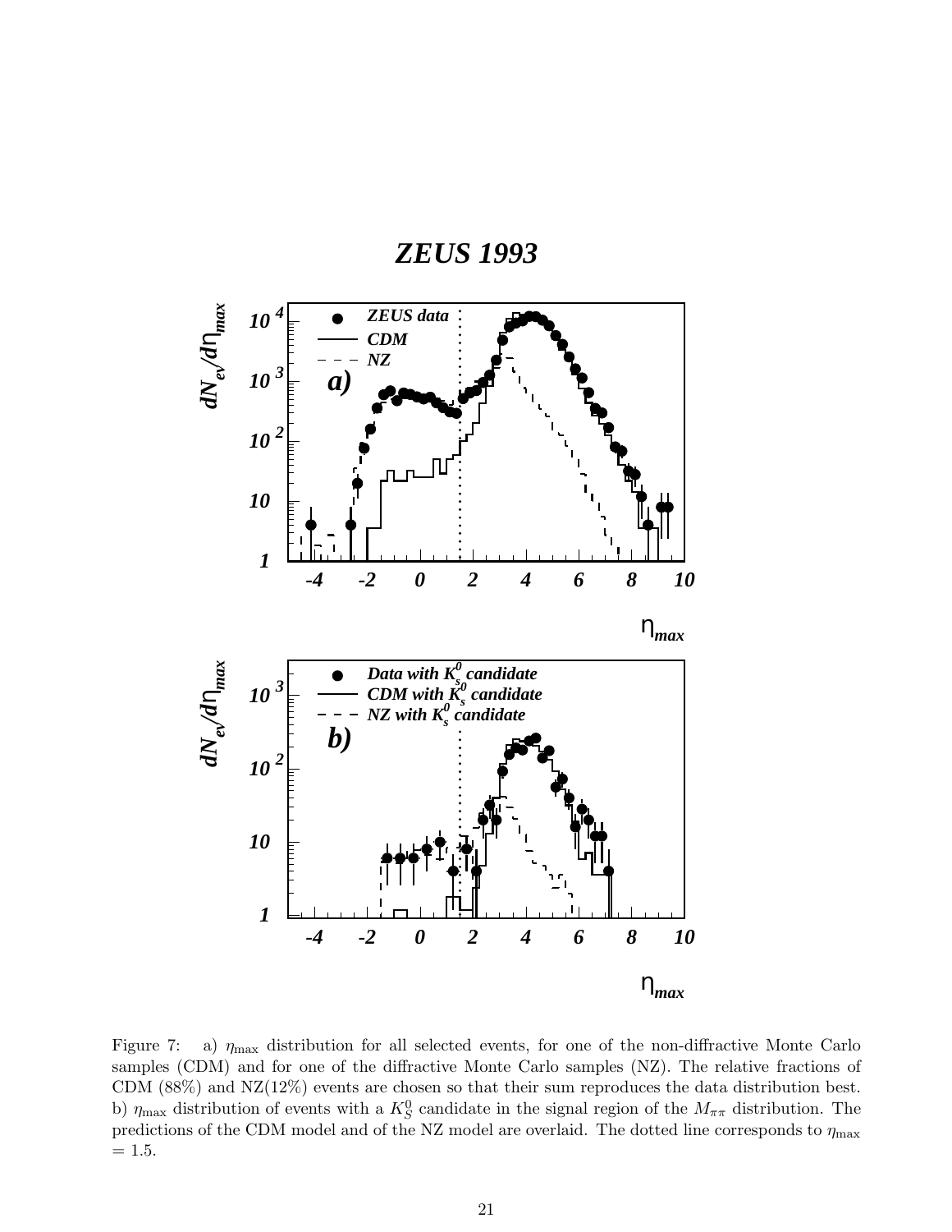Figure 7: a) $\eta_{\max}$ distribution for all selected events, for one of the non-diffractive Monte Carlo samples (CDM) and for one of the diffractive Monte Carlo samples (NZ). The relative fractions of CDM (88%) and NZ(12%) events are chosen so that their sum reproduces the data distribution best. b) $\eta_{\max}$ distribution of events with a $K_S^0$ candidate in the signal region of the $M_{\pi\pi}$ distribution. The predictions of the CDM model and of the NZ model are overlaid. The dotted line corresponds to $\eta_{\max}$ = 1.5.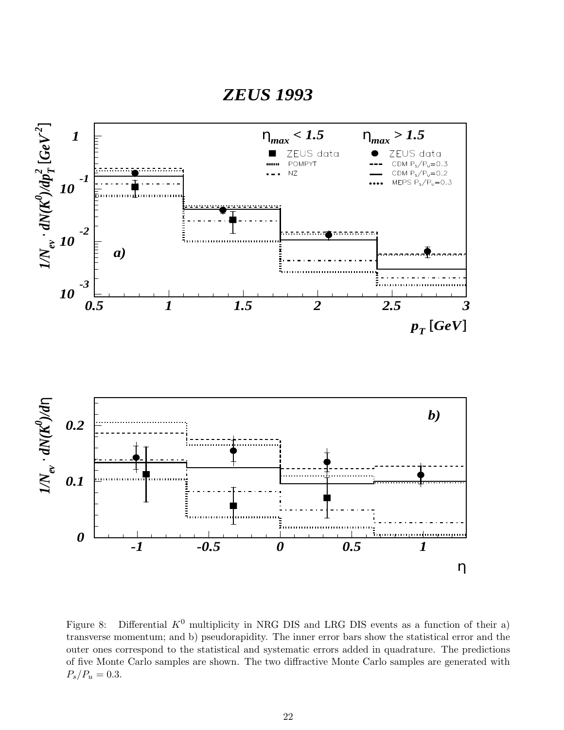**ZEUS 1993**

$\eta_{max} < 1.5$

ZEUS data

POMPYT

NZ

$\eta_{max} > 1.5$

ZEUS data

CDM $P_s/P_u$=0.3

CDM $P_s/P_u$=0.2

MEPS $P_s/P_u$=0.3

a)

$1/N_{ev} \cdot dN(K^0)/dp_T^2$ [$GeV^{-2}$]

1

$10^{-1}$

$10^{-2}$

$10^{-3}$

0.5 1 1.5 2 2.5 3

$p_T$ [GeV]

b)

$1/N_{ev} \cdot dN(K^0)/d\eta$

0.2

0.1

0

-1 -0.5 0 0.5 1

$\eta$

Figure 8: Differential $K^0$ multiplicity in NRG DIS and LRG DIS events as a function of their a) transverse momentum; and b) pseudorapidity. The inner error bars show the statistical error and the outer ones correspond to the statistical and systematic errors added in quadrature. The predictions of five Monte Carlo samples are shown. The two diffractive Monte Carlo samples are generated with $P_s/P_u = 0.3$.